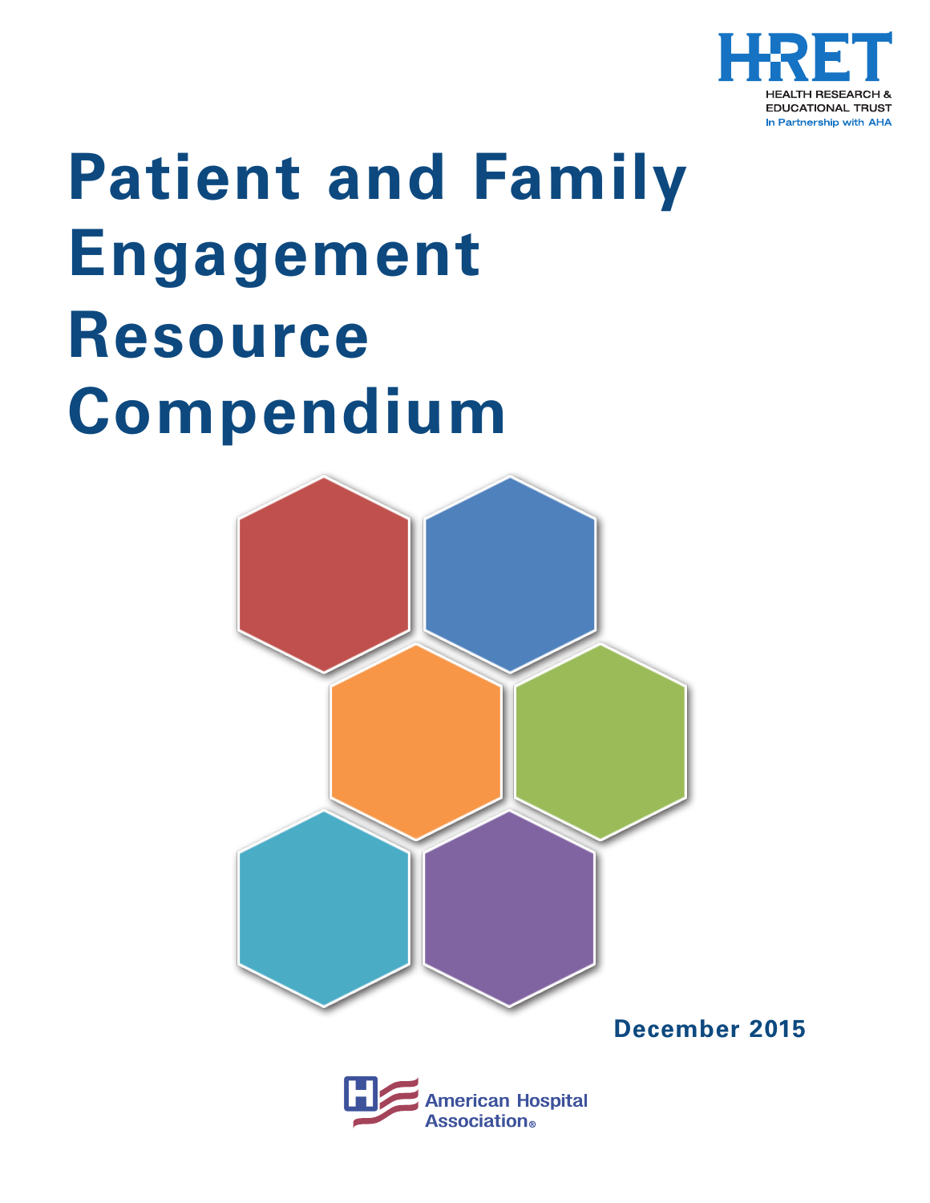HRET

HEALTH RESEARCH & EDUCATIONAL TRUST

In Partnership with AHA

# Patient and Family Engagement Resource Compendium

December 2015

American Hospital Association®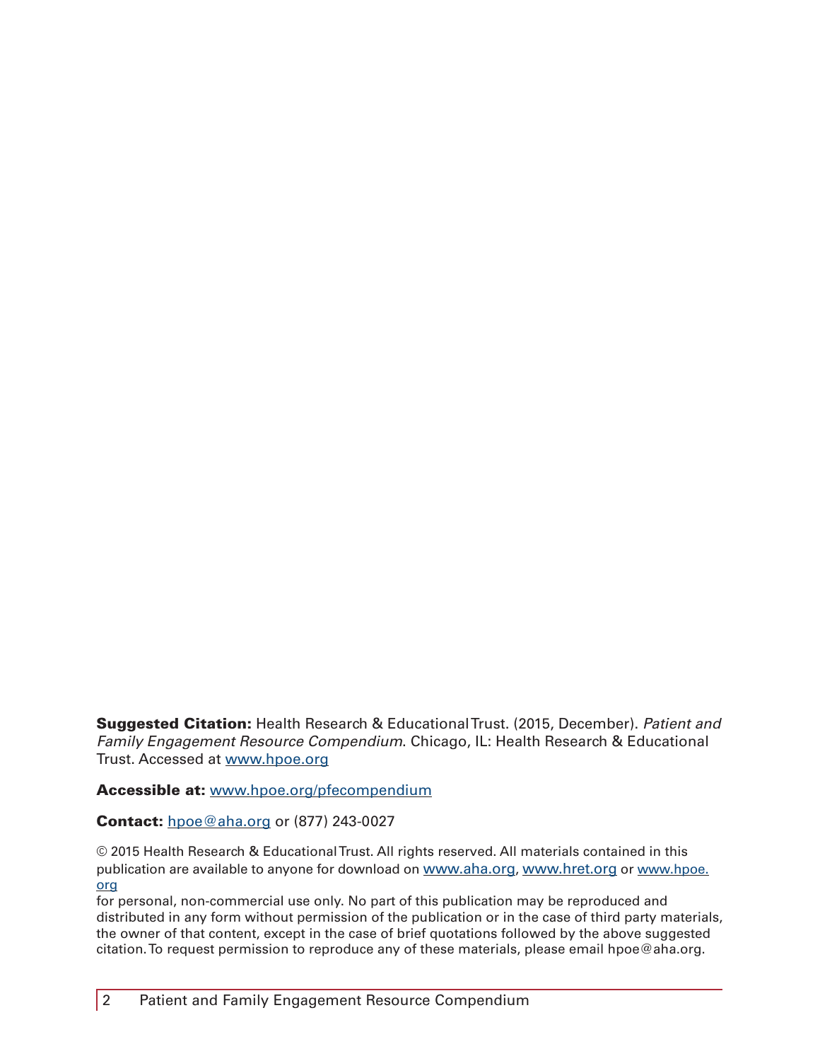**Suggested Citation:** Health Research & Educational Trust. (2015, December). *Patient and Family Engagement Resource Compendium*. Chicago, IL: Health Research & Educational Trust. Accessed at www.hpoe.org

**Accessible at:** www.hpoe.org/pfecompendium

**Contact:** hpoe@aha.org or (877) 243-0027

© 2015 Health Research & Educational Trust. All rights reserved. All materials contained in this publication are available to anyone for download on www.aha.org, www.hret.org or www.hpoe.org for personal, non-commercial use only. No part of this publication may be reproduced and distributed in any form without permission of the publication or in the case of third party materials, the owner of that content, except in the case of brief quotations followed by the above suggested citation. To request permission to reproduce any of these materials, please email hpoe@aha.org.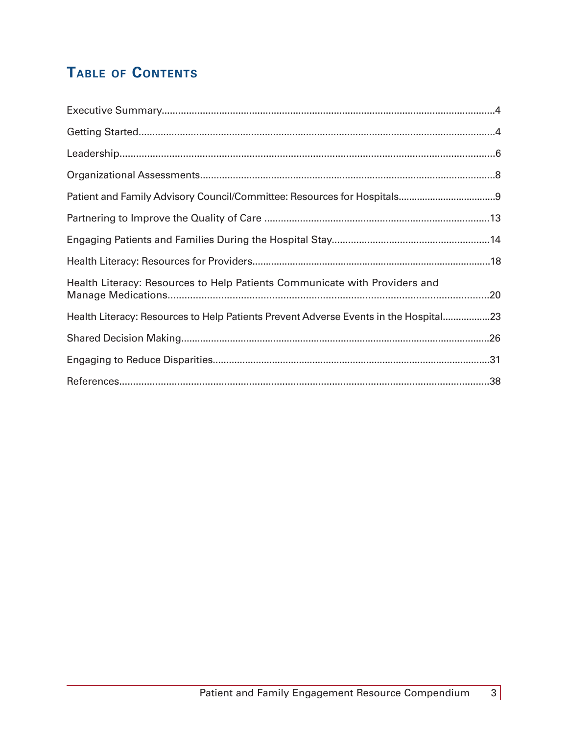## Table of Contents

Executive Summary....................................................................................................................4

Getting Started..........................................................................................................................4

Leadership.................................................................................................................................6

Organizational Assessments.....................................................................................................8

Patient and Family Advisory Council/Committee: Resources for Hospitals...............................9

Partnering to Improve the Quality of Care ..............................................................................13

Engaging Patients and Families During the Hospital Stay.......................................................14

Health Literacy: Resources for Providers.................................................................................18

Health Literacy: Resources to Help Patients Communicate with Providers and Manage Medications..................................................................................................................20

Health Literacy: Resources to Help Patients Prevent Adverse Events in the Hospital.................23

Shared Decision Making..........................................................................................................26

Engaging to Reduce Disparities...............................................................................................31

References...............................................................................................................................38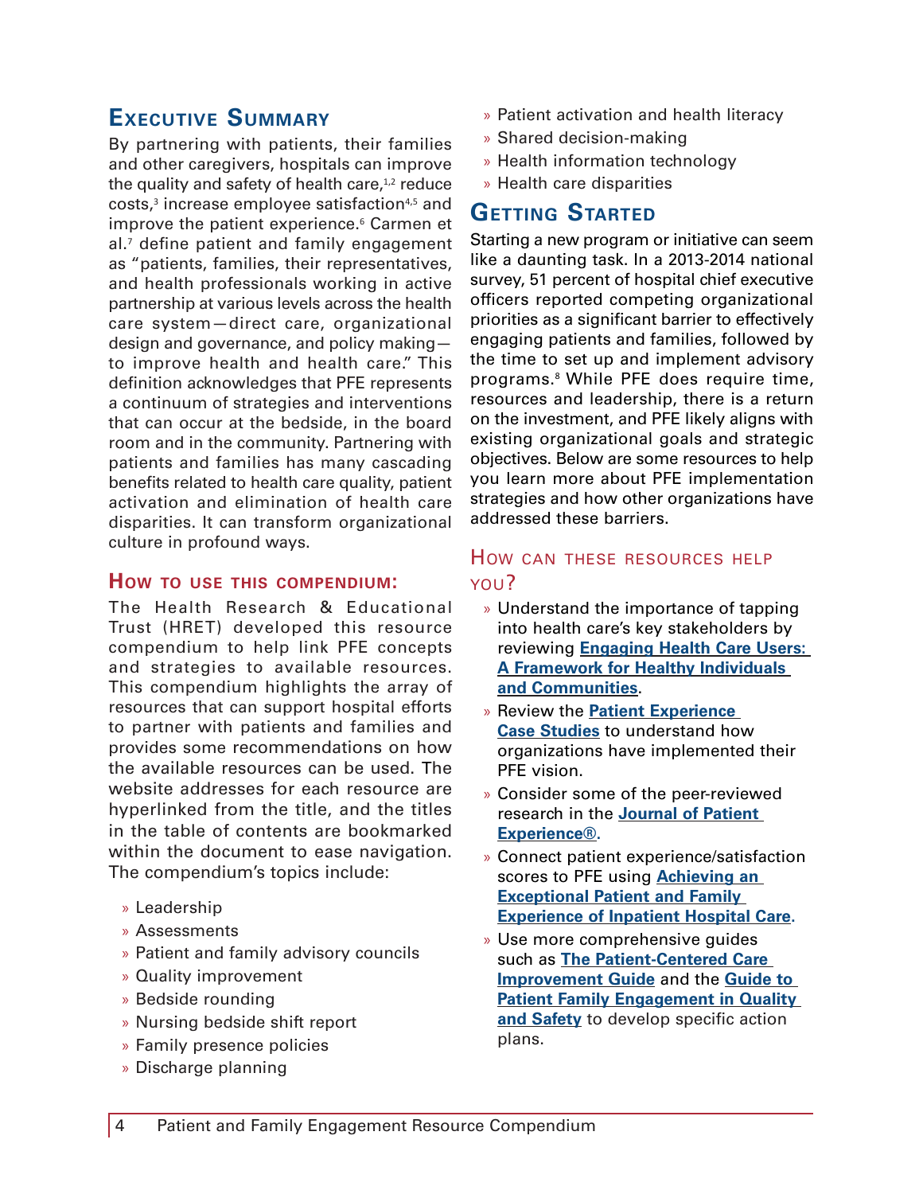## Executive Summary

By partnering with patients, their families and other caregivers, hospitals can improve the quality and safety of health care,[1,2] reduce costs,[3] increase employee satisfaction[4,5] and improve the patient experience.[6] Carmen et al.[7] define patient and family engagement as "patients, families, their representatives, and health professionals working in active partnership at various levels across the health care system—direct care, organizational design and governance, and policy making—to improve health and health care." This definition acknowledges that PFE represents a continuum of strategies and interventions that can occur at the bedside, in the board room and in the community. Partnering with patients and families has many cascading benefits related to health care quality, patient activation and elimination of health care disparities. It can transform organizational culture in profound ways.

### How to use this compendium:

The Health Research & Educational Trust (HRET) developed this resource compendium to help link PFE concepts and strategies to available resources. This compendium highlights the array of resources that can support hospital efforts to partner with patients and families and provides some recommendations on how the available resources can be used. The website addresses for each resource are hyperlinked from the title, and the titles in the table of contents are bookmarked within the document to ease navigation. The compendium's topics include:

- Leadership
- Assessments
- Patient and family advisory councils
- Quality improvement
- Bedside rounding
- Nursing bedside shift report
- Family presence policies
- Discharge planning
- Patient activation and health literacy
- Shared decision-making
- Health information technology
- Health care disparities

## Getting Started

Starting a new program or initiative can seem like a daunting task. In a 2013-2014 national survey, 51 percent of hospital chief executive officers reported competing organizational priorities as a significant barrier to effectively engaging patients and families, followed by the time to set up and implement advisory programs.[8] While PFE does require time, resources and leadership, there is a return on the investment, and PFE likely aligns with existing organizational goals and strategic objectives. Below are some resources to help you learn more about PFE implementation strategies and how other organizations have addressed these barriers.

### How can these resources help you?

- Understand the importance of tapping into health care's key stakeholders by reviewing **Engaging Health Care Users: A Framework for Healthy Individuals and Communities**.
- Review the **Patient Experience Case Studies** to understand how organizations have implemented their PFE vision.
- Consider some of the peer-reviewed research in the **Journal of Patient Experience®**.
- Connect patient experience/satisfaction scores to PFE using **Achieving an Exceptional Patient and Family Experience of Inpatient Hospital Care**.
- Use more comprehensive guides such as **The Patient-Centered Care Improvement Guide** and the **Guide to Patient Family Engagement in Quality and Safety** to develop specific action plans.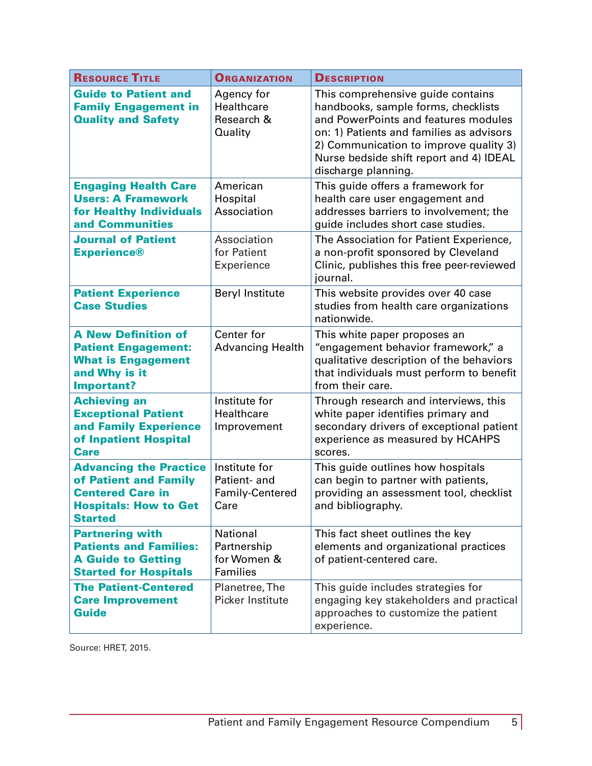| Resource Title | Organization | Description |
|---|---|---|
| **Guide to Patient and Family Engagement in Quality and Safety** | Agency for Healthcare Research & Quality | This comprehensive guide contains handbooks, sample forms, checklists and PowerPoints and features modules on: 1) Patients and families as advisors 2) Communication to improve quality 3) Nurse bedside shift report and 4) IDEAL discharge planning. |
| **Engaging Health Care Users: A Framework for Healthy Individuals and Communities** | American Hospital Association | This guide offers a framework for health care user engagement and addresses barriers to involvement; the guide includes short case studies. |
| **Journal of Patient Experience®** | Association for Patient Experience | The Association for Patient Experience, a non-profit sponsored by Cleveland Clinic, publishes this free peer-reviewed journal. |
| **Patient Experience Case Studies** | Beryl Institute | This website provides over 40 case studies from health care organizations nationwide. |
| **A New Definition of Patient Engagement: What is Engagement and Why is it Important?** | Center for Advancing Health | This white paper proposes an "engagement behavior framework," a qualitative description of the behaviors that individuals must perform to benefit from their care. |
| **Achieving an Exceptional Patient and Family Experience of Inpatient Hospital Care** | Institute for Healthcare Improvement | Through research and interviews, this white paper identifies primary and secondary drivers of exceptional patient experience as measured by HCAHPS scores. |
| **Advancing the Practice of Patient and Family Centered Care in Hospitals: How to Get Started** | Institute for Patient- and Family-Centered Care | This guide outlines how hospitals can begin to partner with patients, providing an assessment tool, checklist and bibliography. |
| **Partnering with Patients and Families: A Guide to Getting Started for Hospitals** | National Partnership for Women & Families | This fact sheet outlines the key elements and organizational practices of patient-centered care. |
| **The Patient-Centered Care Improvement Guide** | Planetree, The Picker Institute | This guide includes strategies for engaging key stakeholders and practical approaches to customize the patient experience. |

Source: HRET, 2015.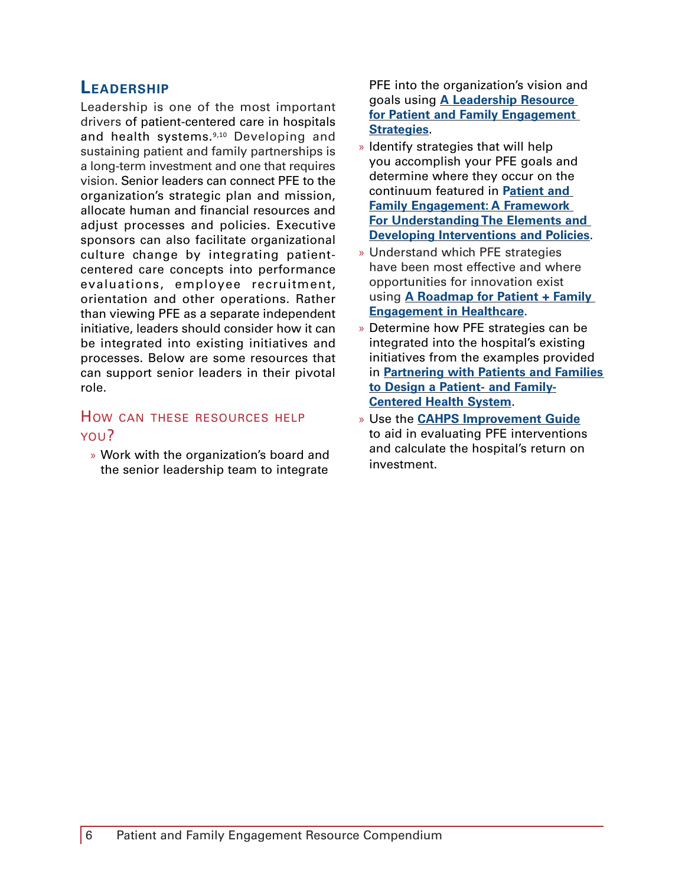## Leadership

Leadership is one of the most important drivers of patient-centered care in hospitals and health systems.[9,10] Developing and sustaining patient and family partnerships is a long-term investment and one that requires vision. Senior leaders can connect PFE to the organization's strategic plan and mission, allocate human and financial resources and adjust processes and policies. Executive sponsors can also facilitate organizational culture change by integrating patient-centered care concepts into performance evaluations, employee recruitment, orientation and other operations. Rather than viewing PFE as a separate independent initiative, leaders should consider how it can be integrated into existing initiatives and processes. Below are some resources that can support senior leaders in their pivotal role.

### How can these resources help you?

- Work with the organization's board and the senior leadership team to integrate PFE into the organization's vision and goals using **A Leadership Resource for Patient and Family Engagement Strategies**.
- Identify strategies that will help you accomplish your PFE goals and determine where they occur on the continuum featured in **Patient and Family Engagement: A Framework For Understanding The Elements and Developing Interventions and Policies**.
- Understand which PFE strategies have been most effective and where opportunities for innovation exist using **A Roadmap for Patient + Family Engagement in Healthcare**.
- Determine how PFE strategies can be integrated into the hospital's existing initiatives from the examples provided in **Partnering with Patients and Families to Design a Patient- and Family-Centered Health System**.
- Use the **CAHPS Improvement Guide** to aid in evaluating PFE interventions and calculate the hospital's return on investment.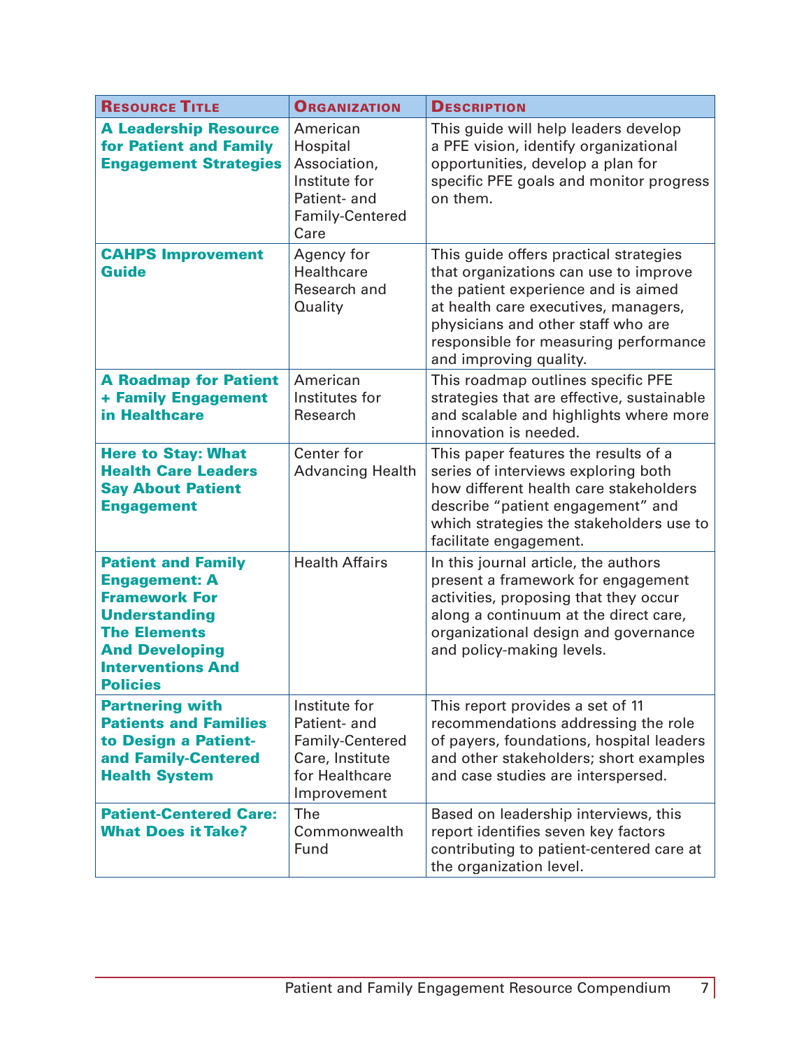| Resource Title | Organization | Description |
| --- | --- | --- |
| **A Leadership Resource for Patient and Family Engagement Strategies** | American Hospital Association, Institute for Patient- and Family-Centered Care | This guide will help leaders develop a PFE vision, identify organizational opportunities, develop a plan for specific PFE goals and monitor progress on them. |
| **CAHPS Improvement Guide** | Agency for Healthcare Research and Quality | This guide offers practical strategies that organizations can use to improve the patient experience and is aimed at health care executives, managers, physicians and other staff who are responsible for measuring performance and improving quality. |
| **A Roadmap for Patient + Family Engagement in Healthcare** | American Institutes for Research | This roadmap outlines specific PFE strategies that are effective, sustainable and scalable and highlights where more innovation is needed. |
| **Here to Stay: What Health Care Leaders Say About Patient Engagement** | Center for Advancing Health | This paper features the results of a series of interviews exploring both how different health care stakeholders describe "patient engagement" and which strategies the stakeholders use to facilitate engagement. |
| **Patient and Family Engagement: A Framework For Understanding The Elements And Developing Interventions And Policies** | Health Affairs | In this journal article, the authors present a framework for engagement activities, proposing that they occur along a continuum at the direct care, organizational design and governance and policy-making levels. |
| **Partnering with Patients and Families to Design a Patient- and Family-Centered Health System** | Institute for Patient- and Family-Centered Care, Institute for Healthcare Improvement | This report provides a set of 11 recommendations addressing the role of payers, foundations, hospital leaders and other stakeholders; short examples and case studies are interspersed. |
| **Patient-Centered Care: What Does it Take?** | The Commonwealth Fund | Based on leadership interviews, this report identifies seven key factors contributing to patient-centered care at the organization level. |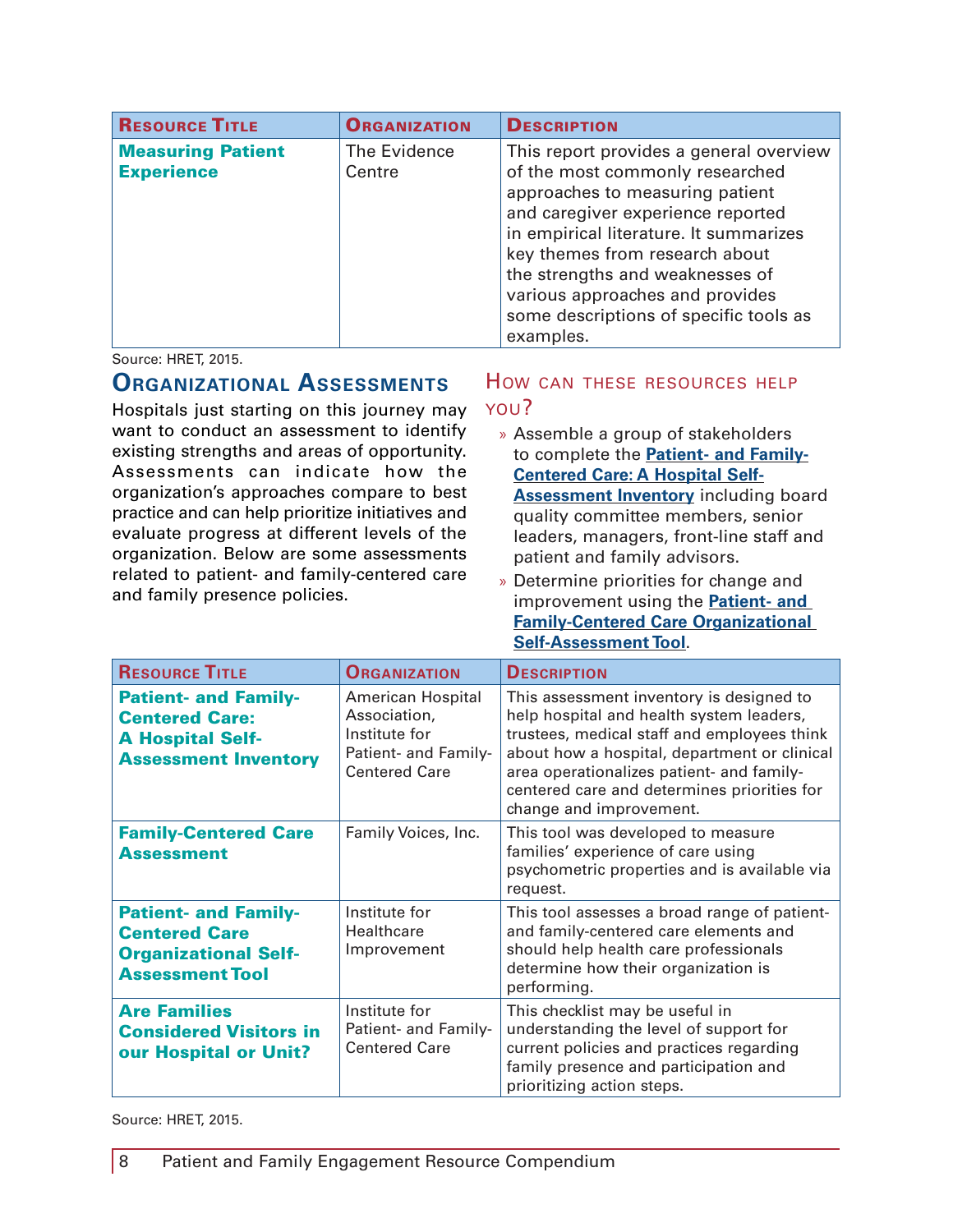| Resource Title | Organization | Description |
|---|---|---|
| **Measuring Patient Experience** | The Evidence Centre | This report provides a general overview of the most commonly researched approaches to measuring patient and caregiver experience reported in empirical literature. It summarizes key themes from research about the strengths and weaknesses of various approaches and provides some descriptions of specific tools as examples. |

Source: HRET, 2015.

## Organizational Assessments

Hospitals just starting on this journey may want to conduct an assessment to identify existing strengths and areas of opportunity. Assessments can indicate how the organization's approaches compare to best practice and can help prioritize initiatives and evaluate progress at different levels of the organization. Below are some assessments related to patient- and family-centered care and family presence policies.

### How can these resources help you?

- Assemble a group of stakeholders to complete the **Patient- and Family-Centered Care: A Hospital Self-Assessment Inventory** including board quality committee members, senior leaders, managers, front-line staff and patient and family advisors.
- Determine priorities for change and improvement using the **Patient- and Family-Centered Care Organizational Self-Assessment Tool**.

| Resource Title | Organization | Description |
|---|---|---|
| **Patient- and Family-Centered Care: A Hospital Self-Assessment Inventory** | American Hospital Association, Institute for Patient- and Family-Centered Care | This assessment inventory is designed to help hospital and health system leaders, trustees, medical staff and employees think about how a hospital, department or clinical area operationalizes patient- and family-centered care and determines priorities for change and improvement. |
| **Family-Centered Care Assessment** | Family Voices, Inc. | This tool was developed to measure families' experience of care using psychometric properties and is available via request. |
| **Patient- and Family-Centered Care Organizational Self-Assessment Tool** | Institute for Healthcare Improvement | This tool assesses a broad range of patient- and family-centered care elements and should help health care professionals determine how their organization is performing. |
| **Are Families Considered Visitors in our Hospital or Unit?** | Institute for Patient- and Family-Centered Care | This checklist may be useful in understanding the level of support for current policies and practices regarding family presence and participation and prioritizing action steps. |

Source: HRET, 2015.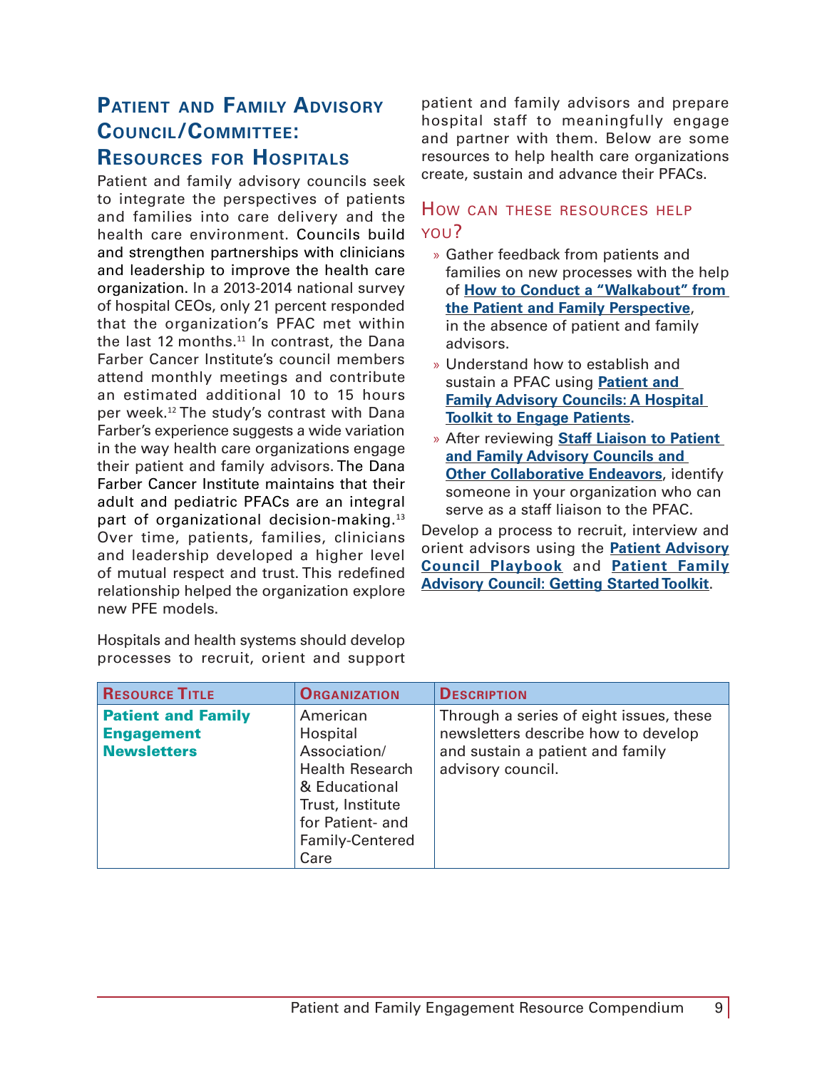## Patient and Family Advisory Council/Committee: Resources for Hospitals

Patient and family advisory councils seek to integrate the perspectives of patients and families into care delivery and the health care environment. Councils build and strengthen partnerships with clinicians and leadership to improve the health care organization. In a 2013-2014 national survey of hospital CEOs, only 21 percent responded that the organization's PFAC met within the last 12 months.[11] In contrast, the Dana Farber Cancer Institute's council members attend monthly meetings and contribute an estimated additional 10 to 15 hours per week.[12] The study's contrast with Dana Farber's experience suggests a wide variation in the way health care organizations engage their patient and family advisors. The Dana Farber Cancer Institute maintains that their adult and pediatric PFACs are an integral part of organizational decision-making.[13] Over time, patients, families, clinicians and leadership developed a higher level of mutual respect and trust. This redefined relationship helped the organization explore new PFE models.

Hospitals and health systems should develop processes to recruit, orient and support patient and family advisors and prepare hospital staff to meaningfully engage and partner with them. Below are some resources to help health care organizations create, sustain and advance their PFACs.

### How can these resources help you?

- Gather feedback from patients and families on new processes with the help of **How to Conduct a "Walkabout" from the Patient and Family Perspective**, in the absence of patient and family advisors.
- Understand how to establish and sustain a PFAC using **Patient and Family Advisory Councils: A Hospital Toolkit to Engage Patients**.
- After reviewing **Staff Liaison to Patient and Family Advisory Councils and Other Collaborative Endeavors**, identify someone in your organization who can serve as a staff liaison to the PFAC.

Develop a process to recruit, interview and orient advisors using the **Patient Advisory Council Playbook** and **Patient Family Advisory Council: Getting Started Toolkit**.

| Resource Title | Organization | Description |
|---|---|---|
| **Patient and Family Engagement Newsletters** | American Hospital Association/ Health Research & Educational Trust, Institute for Patient- and Family-Centered Care | Through a series of eight issues, these newsletters describe how to develop and sustain a patient and family advisory council. |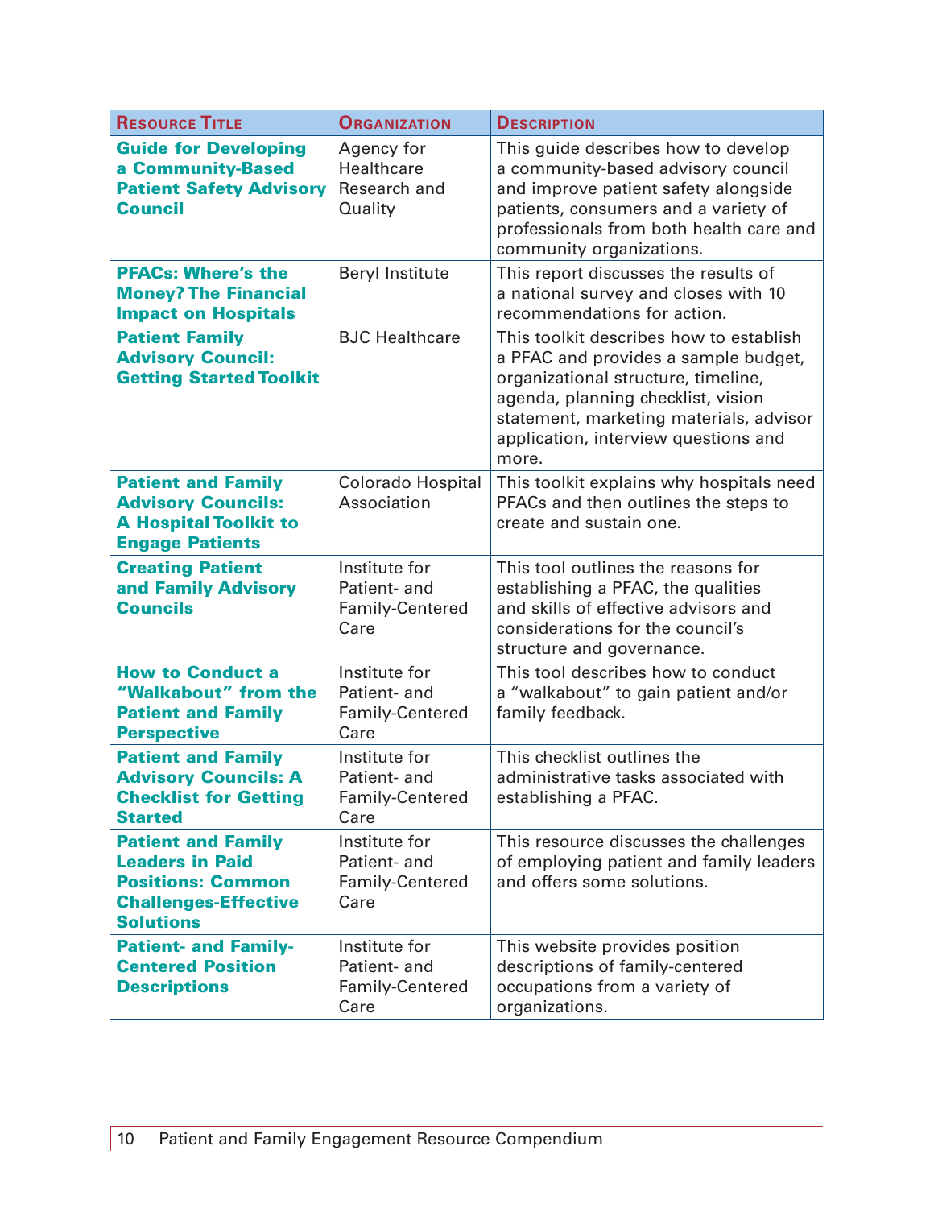| Resource Title | Organization | Description |
|---|---|---|
| **Guide for Developing a Community-Based Patient Safety Advisory Council** | Agency for Healthcare Research and Quality | This guide describes how to develop a community-based advisory council and improve patient safety alongside patients, consumers and a variety of professionals from both health care and community organizations. |
| **PFACs: Where's the Money? The Financial Impact on Hospitals** | Beryl Institute | This report discusses the results of a national survey and closes with 10 recommendations for action. |
| **Patient Family Advisory Council: Getting Started Toolkit** | BJC Healthcare | This toolkit describes how to establish a PFAC and provides a sample budget, organizational structure, timeline, agenda, planning checklist, vision statement, marketing materials, advisor application, interview questions and more. |
| **Patient and Family Advisory Councils: A Hospital Toolkit to Engage Patients** | Colorado Hospital Association | This toolkit explains why hospitals need PFACs and then outlines the steps to create and sustain one. |
| **Creating Patient and Family Advisory Councils** | Institute for Patient- and Family-Centered Care | This tool outlines the reasons for establishing a PFAC, the qualities and skills of effective advisors and considerations for the council's structure and governance. |
| **How to Conduct a "Walkabout" from the Patient and Family Perspective** | Institute for Patient- and Family-Centered Care | This tool describes how to conduct a "walkabout" to gain patient and/or family feedback. |
| **Patient and Family Advisory Councils: A Checklist for Getting Started** | Institute for Patient- and Family-Centered Care | This checklist outlines the administrative tasks associated with establishing a PFAC. |
| **Patient and Family Leaders in Paid Positions: Common Challenges-Effective Solutions** | Institute for Patient- and Family-Centered Care | This resource discusses the challenges of employing patient and family leaders and offers some solutions. |
| **Patient- and Family-Centered Position Descriptions** | Institute for Patient- and Family-Centered Care | This website provides position descriptions of family-centered occupations from a variety of organizations. |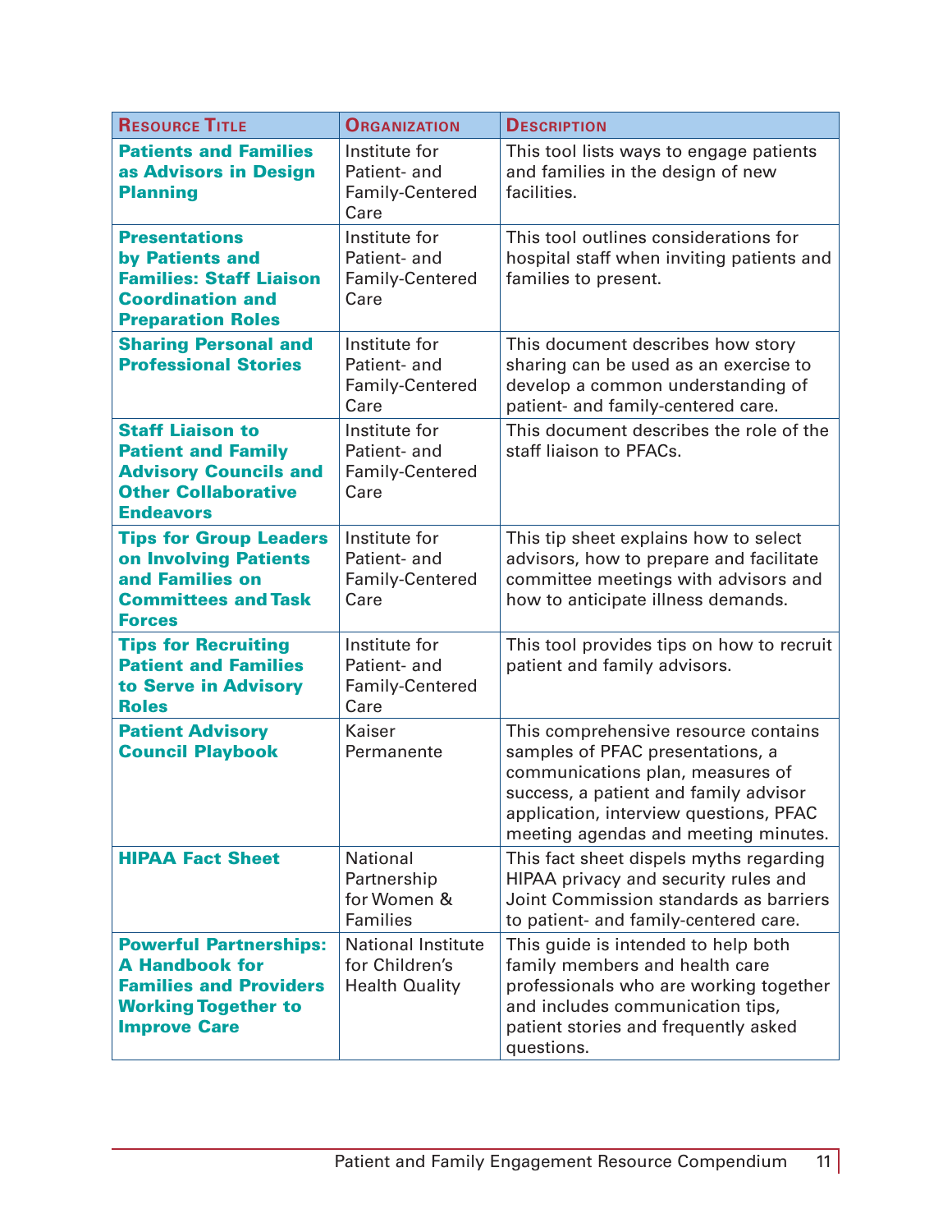| Resource Title | Organization | Description |
| --- | --- | --- |
| **Patients and Families as Advisors in Design Planning** | Institute for Patient- and Family-Centered Care | This tool lists ways to engage patients and families in the design of new facilities. |
| **Presentations by Patients and Families: Staff Liaison Coordination and Preparation Roles** | Institute for Patient- and Family-Centered Care | This tool outlines considerations for hospital staff when inviting patients and families to present. |
| **Sharing Personal and Professional Stories** | Institute for Patient- and Family-Centered Care | This document describes how story sharing can be used as an exercise to develop a common understanding of patient- and family-centered care. |
| **Staff Liaison to Patient and Family Advisory Councils and Other Collaborative Endeavors** | Institute for Patient- and Family-Centered Care | This document describes the role of the staff liaison to PFACs. |
| **Tips for Group Leaders on Involving Patients and Families on Committees and Task Forces** | Institute for Patient- and Family-Centered Care | This tip sheet explains how to select advisors, how to prepare and facilitate committee meetings with advisors and how to anticipate illness demands. |
| **Tips for Recruiting Patient and Families to Serve in Advisory Roles** | Institute for Patient- and Family-Centered Care | This tool provides tips on how to recruit patient and family advisors. |
| **Patient Advisory Council Playbook** | Kaiser Permanente | This comprehensive resource contains samples of PFAC presentations, a communications plan, measures of success, a patient and family advisor application, interview questions, PFAC meeting agendas and meeting minutes. |
| **HIPAA Fact Sheet** | National Partnership for Women & Families | This fact sheet dispels myths regarding HIPAA privacy and security rules and Joint Commission standards as barriers to patient- and family-centered care. |
| **Powerful Partnerships: A Handbook for Families and Providers Working Together to Improve Care** | National Institute for Children's Health Quality | This guide is intended to help both family members and health care professionals who are working together and includes communication tips, patient stories and frequently asked questions. |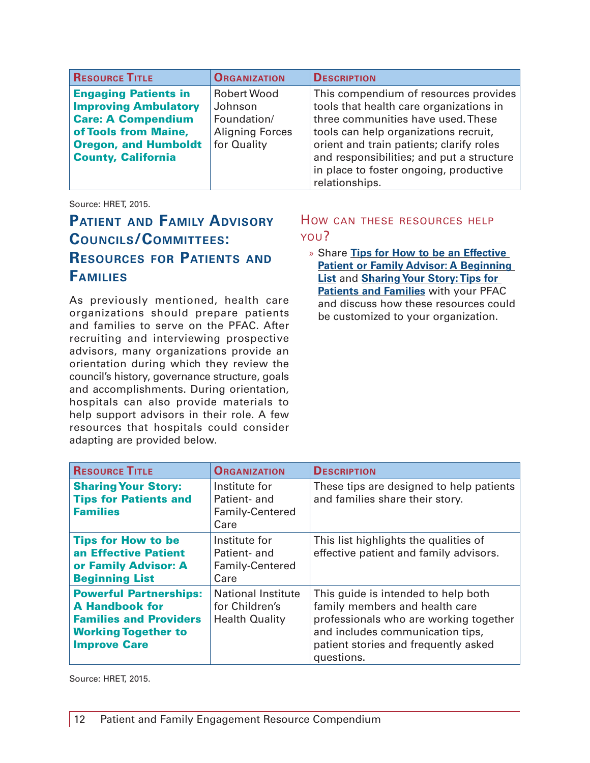| Resource Title | Organization | Description |
|---|---|---|
| **Engaging Patients in Improving Ambulatory Care: A Compendium of Tools from Maine, Oregon, and Humboldt County, California** | Robert Wood Johnson Foundation/ Aligning Forces for Quality | This compendium of resources provides tools that health care organizations in three communities have used. These tools can help organizations recruit, orient and train patients; clarify roles and responsibilities; and put a structure in place to foster ongoing, productive relationships. |

Source: HRET, 2015.

## Patient and Family Advisory Councils/Committees: Resources for Patients and Families

As previously mentioned, health care organizations should prepare patients and families to serve on the PFAC. After recruiting and interviewing prospective advisors, many organizations provide an orientation during which they review the council's history, governance structure, goals and accomplishments. During orientation, hospitals can also provide materials to help support advisors in their role. A few resources that hospitals could consider adapting are provided below.

### How can these resources help you?

- Share **Tips for How to be an Effective Patient or Family Advisor: A Beginning List** and **Sharing Your Story: Tips for Patients and Families** with your PFAC and discuss how these resources could be customized to your organization.

| Resource Title | Organization | Description |
|---|---|---|
| **Sharing Your Story: Tips for Patients and Families** | Institute for Patient- and Family-Centered Care | These tips are designed to help patients and families share their story. |
| **Tips for How to be an Effective Patient or Family Advisor: A Beginning List** | Institute for Patient- and Family-Centered Care | This list highlights the qualities of effective patient and family advisors. |
| **Powerful Partnerships: A Handbook for Families and Providers Working Together to Improve Care** | National Institute for Children's Health Quality | This guide is intended to help both family members and health care professionals who are working together and includes communication tips, patient stories and frequently asked questions. |

Source: HRET, 2015.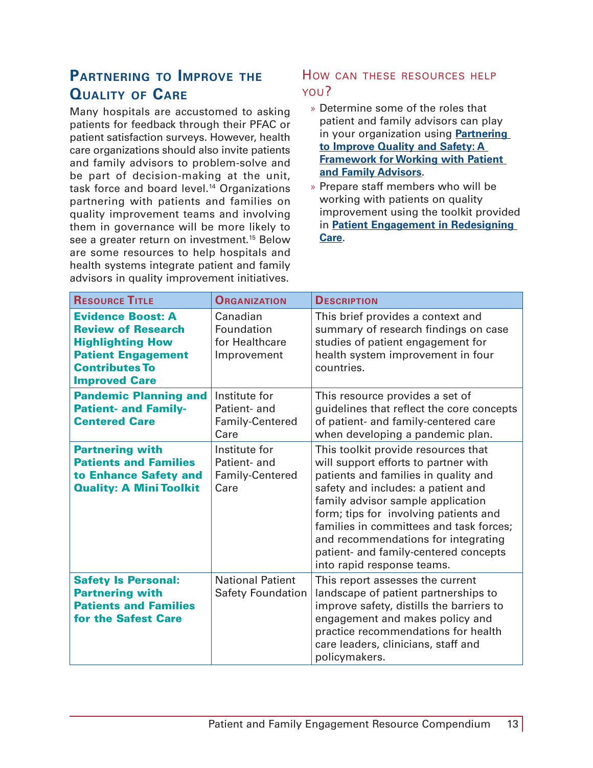## Partnering to Improve the Quality of Care

Many hospitals are accustomed to asking patients for feedback through their PFAC or patient satisfaction surveys. However, health care organizations should also invite patients and family advisors to problem-solve and be part of decision-making at the unit, task force and board level.[14] Organizations partnering with patients and families on quality improvement teams and involving them in governance will be more likely to see a greater return on investment.[15] Below are some resources to help hospitals and health systems integrate patient and family advisors in quality improvement initiatives.

### How can these resources help you?

- Determine some of the roles that patient and family advisors can play in your organization using **Partnering to Improve Quality and Safety: A Framework for Working with Patient and Family Advisors**.
- Prepare staff members who will be working with patients on quality improvement using the toolkit provided in **Patient Engagement in Redesigning Care**.

| Resource Title | Organization | Description |
|---|---|---|
| **Evidence Boost: A Review of Research Highlighting How Patient Engagement Contributes To Improved Care** | Canadian Foundation for Healthcare Improvement | This brief provides a context and summary of research findings on case studies of patient engagement for health system improvement in four countries. |
| **Pandemic Planning and Patient- and Family-Centered Care** | Institute for Patient- and Family-Centered Care | This resource provides a set of guidelines that reflect the core concepts of patient- and family-centered care when developing a pandemic plan. |
| **Partnering with Patients and Families to Enhance Safety and Quality: A Mini Toolkit** | Institute for Patient- and Family-Centered Care | This toolkit provide resources that will support efforts to partner with patients and families in quality and safety and includes: a patient and family advisor sample application form; tips for involving patients and families in committees and task forces; and recommendations for integrating patient- and family-centered concepts into rapid response teams. |
| **Safety Is Personal: Partnering with Patients and Families for the Safest Care** | National Patient Safety Foundation | This report assesses the current landscape of patient partnerships to improve safety, distills the barriers to engagement and makes policy and practice recommendations for health care leaders, clinicians, staff and policymakers. |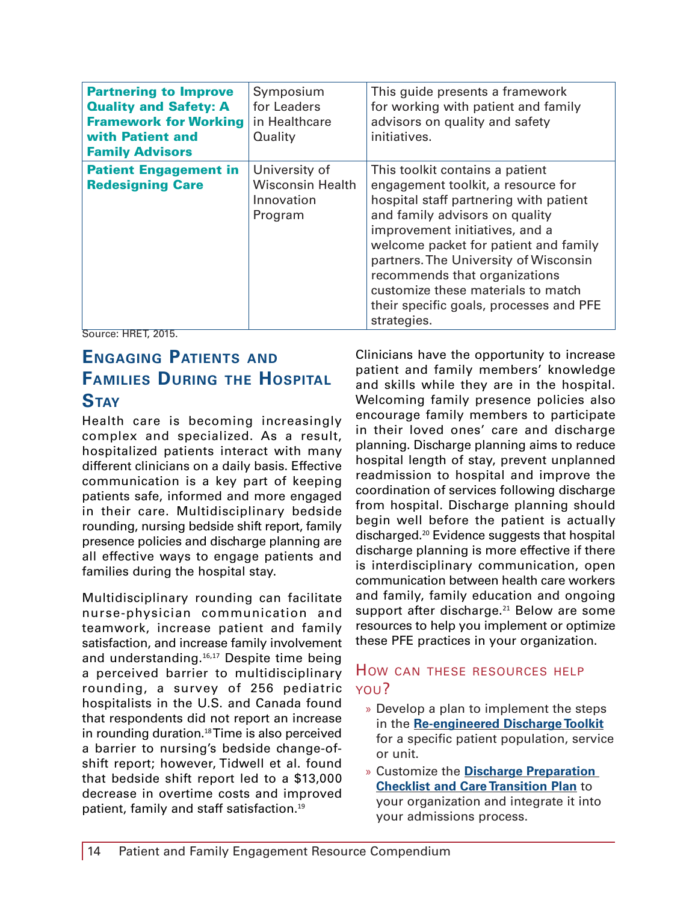| | | |
|---|---|---|
| **Partnering to Improve Quality and Safety: A Framework for Working with Patient and Family Advisors** | Symposium for Leaders in Healthcare Quality | This guide presents a framework for working with patient and family advisors on quality and safety initiatives. |
| **Patient Engagement in Redesigning Care** | University of Wisconsin Health Innovation Program | This toolkit contains a patient engagement toolkit, a resource for hospital staff partnering with patient and family advisors on quality improvement initiatives, and a welcome packet for patient and family partners. The University of Wisconsin recommends that organizations customize these materials to match their specific goals, processes and PFE strategies. |

Source: HRET, 2015.

## Engaging Patients and Families During the Hospital Stay

Health care is becoming increasingly complex and specialized. As a result, hospitalized patients interact with many different clinicians on a daily basis. Effective communication is a key part of keeping patients safe, informed and more engaged in their care. Multidisciplinary bedside rounding, nursing bedside shift report, family presence policies and discharge planning are all effective ways to engage patients and families during the hospital stay.

Multidisciplinary rounding can facilitate nurse-physician communication and teamwork, increase patient and family satisfaction, and increase family involvement and understanding.[16,17] Despite time being a perceived barrier to multidisciplinary rounding, a survey of 256 pediatric hospitalists in the U.S. and Canada found that respondents did not report an increase in rounding duration.[18] Time is also perceived a barrier to nursing's bedside change-of-shift report; however, Tidwell et al. found that bedside shift report led to a $13,000 decrease in overtime costs and improved patient, family and staff satisfaction.[19]

Clinicians have the opportunity to increase patient and family members' knowledge and skills while they are in the hospital. Welcoming family presence policies also encourage family members to participate in their loved ones' care and discharge planning. Discharge planning aims to reduce hospital length of stay, prevent unplanned readmission to hospital and improve the coordination of services following discharge from hospital. Discharge planning should begin well before the patient is actually discharged.[20] Evidence suggests that hospital discharge planning is more effective if there is interdisciplinary communication, open communication between health care workers and family, family education and ongoing support after discharge.[21] Below are some resources to help you implement or optimize these PFE practices in your organization.

### How can these resources help you?

- Develop a plan to implement the steps in the **Re-engineered Discharge Toolkit** for a specific patient population, service or unit.
- Customize the **Discharge Preparation Checklist and Care Transition Plan** to your organization and integrate it into your admissions process.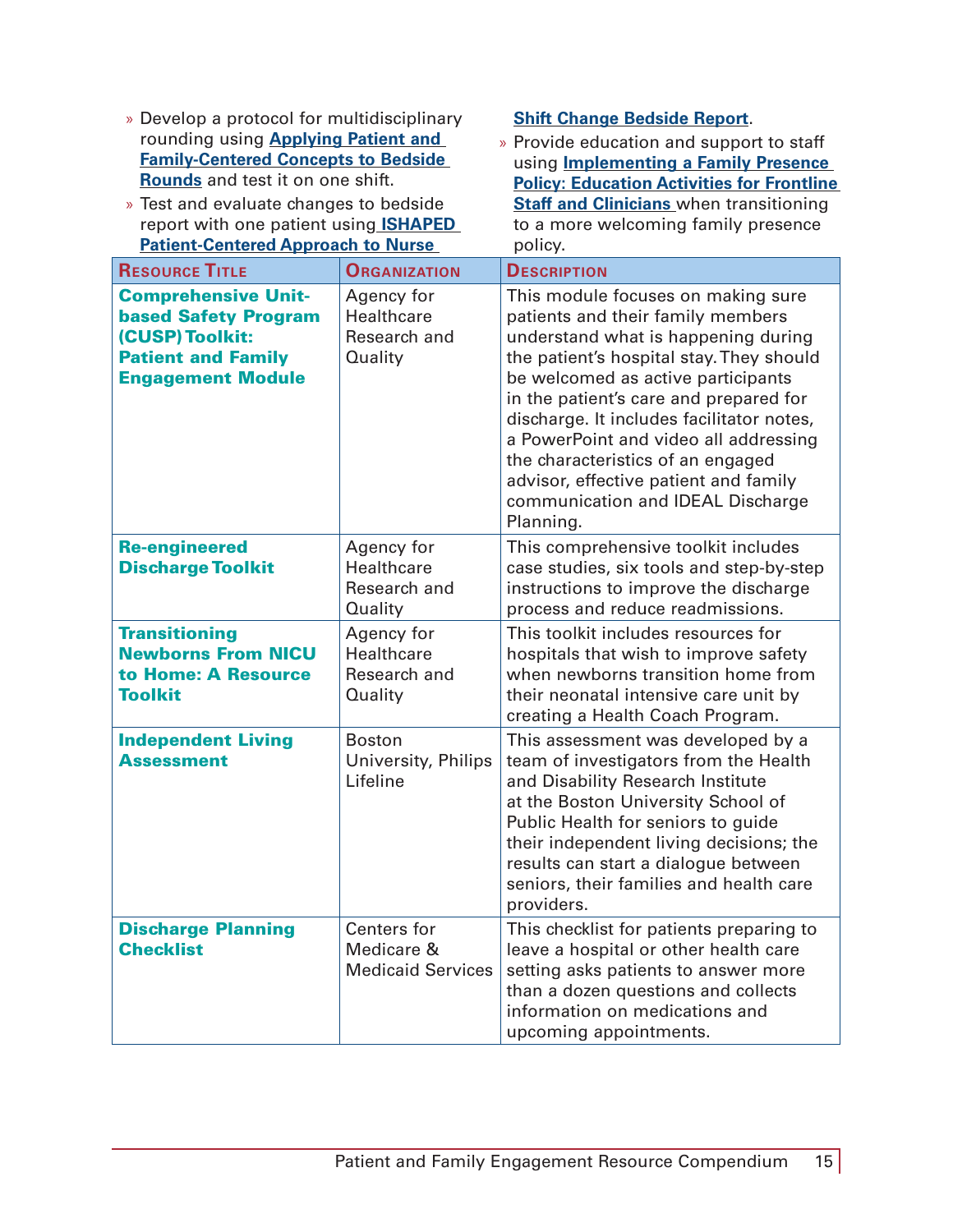- Develop a protocol for multidisciplinary rounding using **Applying Patient and Family-Centered Concepts to Bedside Rounds** and test it on one shift.
- Test and evaluate changes to bedside report with one patient using **ISHAPED Patient-Centered Approach to Nurse Shift Change Bedside Report**.
- Provide education and support to staff using **Implementing a Family Presence Policy: Education Activities for Frontline Staff and Clinicians** when transitioning to a more welcoming family presence policy.

| Resource Title | Organization | Description |
|---|---|---|
| **Comprehensive Unit-based Safety Program (CUSP) Toolkit: Patient and Family Engagement Module** | Agency for Healthcare Research and Quality | This module focuses on making sure patients and their family members understand what is happening during the patient's hospital stay. They should be welcomed as active participants in the patient's care and prepared for discharge. It includes facilitator notes, a PowerPoint and video all addressing the characteristics of an engaged advisor, effective patient and family communication and IDEAL Discharge Planning. |
| **Re-engineered Discharge Toolkit** | Agency for Healthcare Research and Quality | This comprehensive toolkit includes case studies, six tools and step-by-step instructions to improve the discharge process and reduce readmissions. |
| **Transitioning Newborns From NICU to Home: A Resource Toolkit** | Agency for Healthcare Research and Quality | This toolkit includes resources for hospitals that wish to improve safety when newborns transition home from their neonatal intensive care unit by creating a Health Coach Program. |
| **Independent Living Assessment** | Boston University, Philips Lifeline | This assessment was developed by a team of investigators from the Health and Disability Research Institute at the Boston University School of Public Health for seniors to guide their independent living decisions; the results can start a dialogue between seniors, their families and health care providers. |
| **Discharge Planning Checklist** | Centers for Medicare & Medicaid Services | This checklist for patients preparing to leave a hospital or other health care setting asks patients to answer more than a dozen questions and collects information on medications and upcoming appointments. |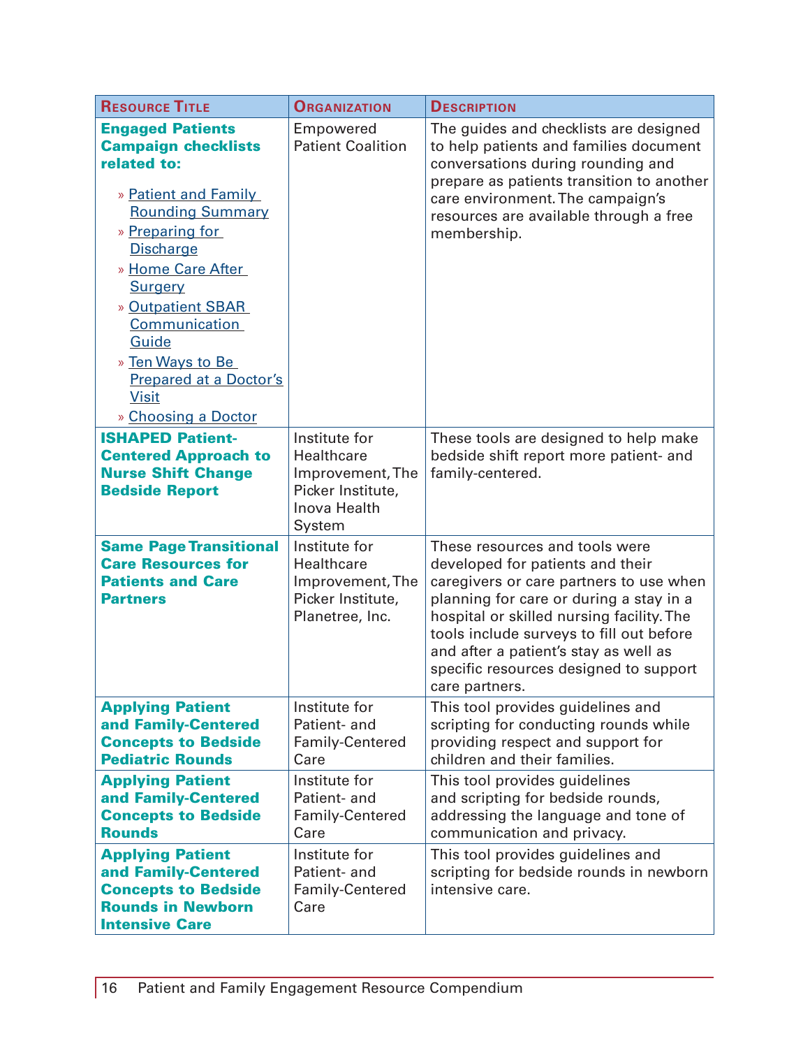| Resource Title | Organization | Description |
|---|---|---|
| **Engaged Patients Campaign checklists related to:**<br>» Patient and Family Rounding Summary<br>» Preparing for Discharge<br>» Home Care After Surgery<br>» Outpatient SBAR Communication Guide<br>» Ten Ways to Be Prepared at a Doctor's Visit<br>» Choosing a Doctor | Empowered Patient Coalition | The guides and checklists are designed to help patients and families document conversations during rounding and prepare as patients transition to another care environment. The campaign's resources are available through a free membership. |
| **ISHAPED Patient-Centered Approach to Nurse Shift Change Bedside Report** | Institute for Healthcare Improvement, The Picker Institute, Inova Health System | These tools are designed to help make bedside shift report more patient- and family-centered. |
| **Same Page Transitional Care Resources for Patients and Care Partners** | Institute for Healthcare Improvement, The Picker Institute, Planetree, Inc. | These resources and tools were developed for patients and their caregivers or care partners to use when planning for care or during a stay in a hospital or skilled nursing facility. The tools include surveys to fill out before and after a patient's stay as well as specific resources designed to support care partners. |
| **Applying Patient and Family-Centered Concepts to Bedside Pediatric Rounds** | Institute for Patient- and Family-Centered Care | This tool provides guidelines and scripting for conducting rounds while providing respect and support for children and their families. |
| **Applying Patient and Family-Centered Concepts to Bedside Rounds** | Institute for Patient- and Family-Centered Care | This tool provides guidelines and scripting for bedside rounds, addressing the language and tone of communication and privacy. |
| **Applying Patient and Family-Centered Concepts to Bedside Rounds in Newborn Intensive Care** | Institute for Patient- and Family-Centered Care | This tool provides guidelines and scripting for bedside rounds in newborn intensive care. |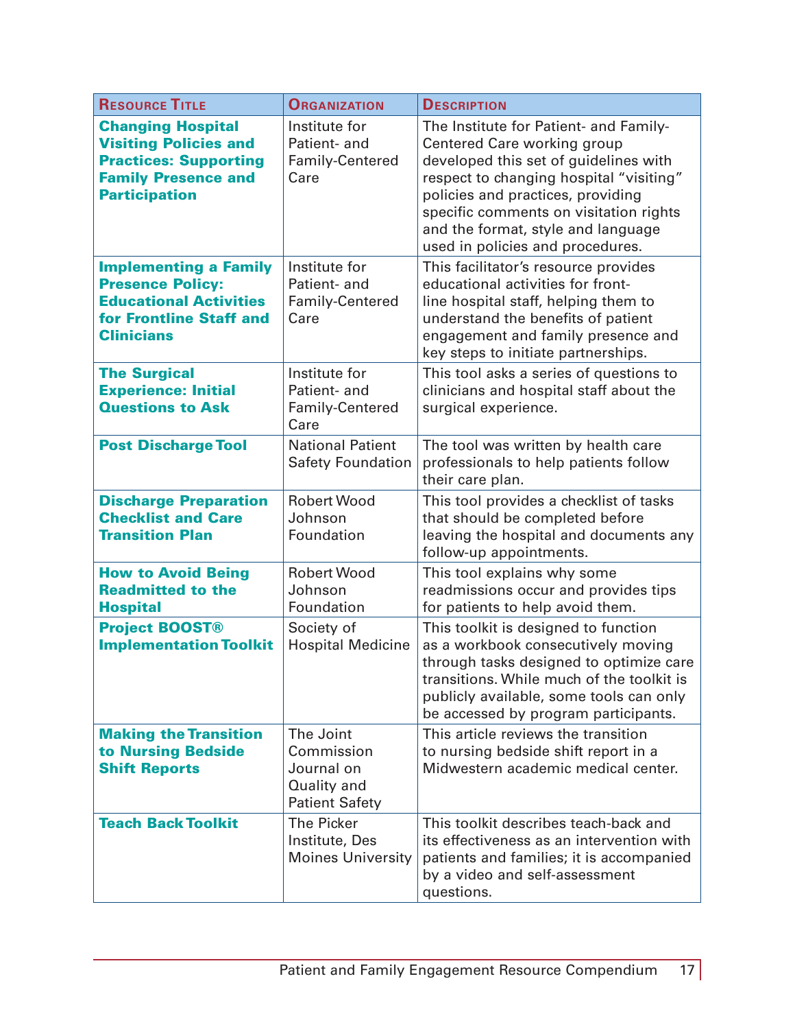| Resource Title | Organization | Description |
| --- | --- | --- |
| **Changing Hospital Visiting Policies and Practices: Supporting Family Presence and Participation** | Institute for Patient- and Family-Centered Care | The Institute for Patient- and Family-Centered Care working group developed this set of guidelines with respect to changing hospital "visiting" policies and practices, providing specific comments on visitation rights and the format, style and language used in policies and procedures. |
| **Implementing a Family Presence Policy: Educational Activities for Frontline Staff and Clinicians** | Institute for Patient- and Family-Centered Care | This facilitator's resource provides educational activities for front-line hospital staff, helping them to understand the benefits of patient engagement and family presence and key steps to initiate partnerships. |
| **The Surgical Experience: Initial Questions to Ask** | Institute for Patient- and Family-Centered Care | This tool asks a series of questions to clinicians and hospital staff about the surgical experience. |
| **Post Discharge Tool** | National Patient Safety Foundation | The tool was written by health care professionals to help patients follow their care plan. |
| **Discharge Preparation Checklist and Care Transition Plan** | Robert Wood Johnson Foundation | This tool provides a checklist of tasks that should be completed before leaving the hospital and documents any follow-up appointments. |
| **How to Avoid Being Readmitted to the Hospital** | Robert Wood Johnson Foundation | This tool explains why some readmissions occur and provides tips for patients to help avoid them. |
| **Project BOOST® Implementation Toolkit** | Society of Hospital Medicine | This toolkit is designed to function as a workbook consecutively moving through tasks designed to optimize care transitions. While much of the toolkit is publicly available, some tools can only be accessed by program participants. |
| **Making the Transition to Nursing Bedside Shift Reports** | The Joint Commission Journal on Quality and Patient Safety | This article reviews the transition to nursing bedside shift report in a Midwestern academic medical center. |
| **Teach Back Toolkit** | The Picker Institute, Des Moines University | This toolkit describes teach-back and its effectiveness as an intervention with patients and families; it is accompanied by a video and self-assessment questions. |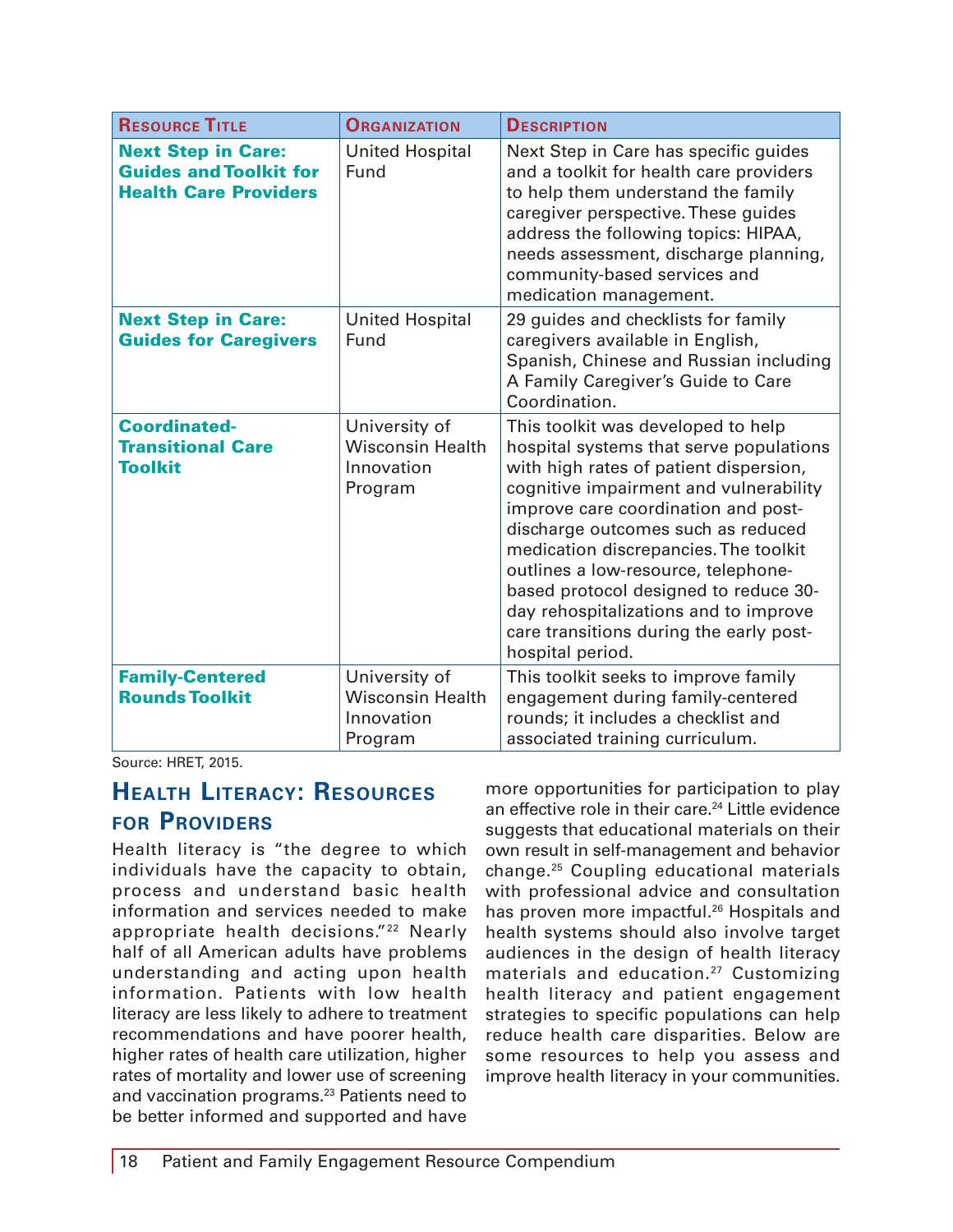| Resource Title | Organization | Description |
| --- | --- | --- |
| **Next Step in Care: Guides and Toolkit for Health Care Providers** | United Hospital Fund | Next Step in Care has specific guides and a toolkit for health care providers to help them understand the family caregiver perspective. These guides address the following topics: HIPAA, needs assessment, discharge planning, community-based services and medication management. |
| **Next Step in Care: Guides for Caregivers** | United Hospital Fund | 29 guides and checklists for family caregivers available in English, Spanish, Chinese and Russian including A Family Caregiver's Guide to Care Coordination. |
| **Coordinated-Transitional Care Toolkit** | University of Wisconsin Health Innovation Program | This toolkit was developed to help hospital systems that serve populations with high rates of patient dispersion, cognitive impairment and vulnerability improve care coordination and post-discharge outcomes such as reduced medication discrepancies. The toolkit outlines a low-resource, telephone-based protocol designed to reduce 30-day rehospitalizations and to improve care transitions during the early post-hospital period. |
| **Family-Centered Rounds Toolkit** | University of Wisconsin Health Innovation Program | This toolkit seeks to improve family engagement during family-centered rounds; it includes a checklist and associated training curriculum. |

Source: HRET, 2015.

## Health Literacy: Resources for Providers

Health literacy is "the degree to which individuals have the capacity to obtain, process and understand basic health information and services needed to make appropriate health decisions."[22] Nearly half of all American adults have problems understanding and acting upon health information. Patients with low health literacy are less likely to adhere to treatment recommendations and have poorer health, higher rates of health care utilization, higher rates of mortality and lower use of screening and vaccination programs.[23] Patients need to be better informed and supported and have more opportunities for participation to play an effective role in their care.[24] Little evidence suggests that educational materials on their own result in self-management and behavior change.[25] Coupling educational materials with professional advice and consultation has proven more impactful.[26] Hospitals and health systems should also involve target audiences in the design of health literacy materials and education.[27] Customizing health literacy and patient engagement strategies to specific populations can help reduce health care disparities. Below are some resources to help you assess and improve health literacy in your communities.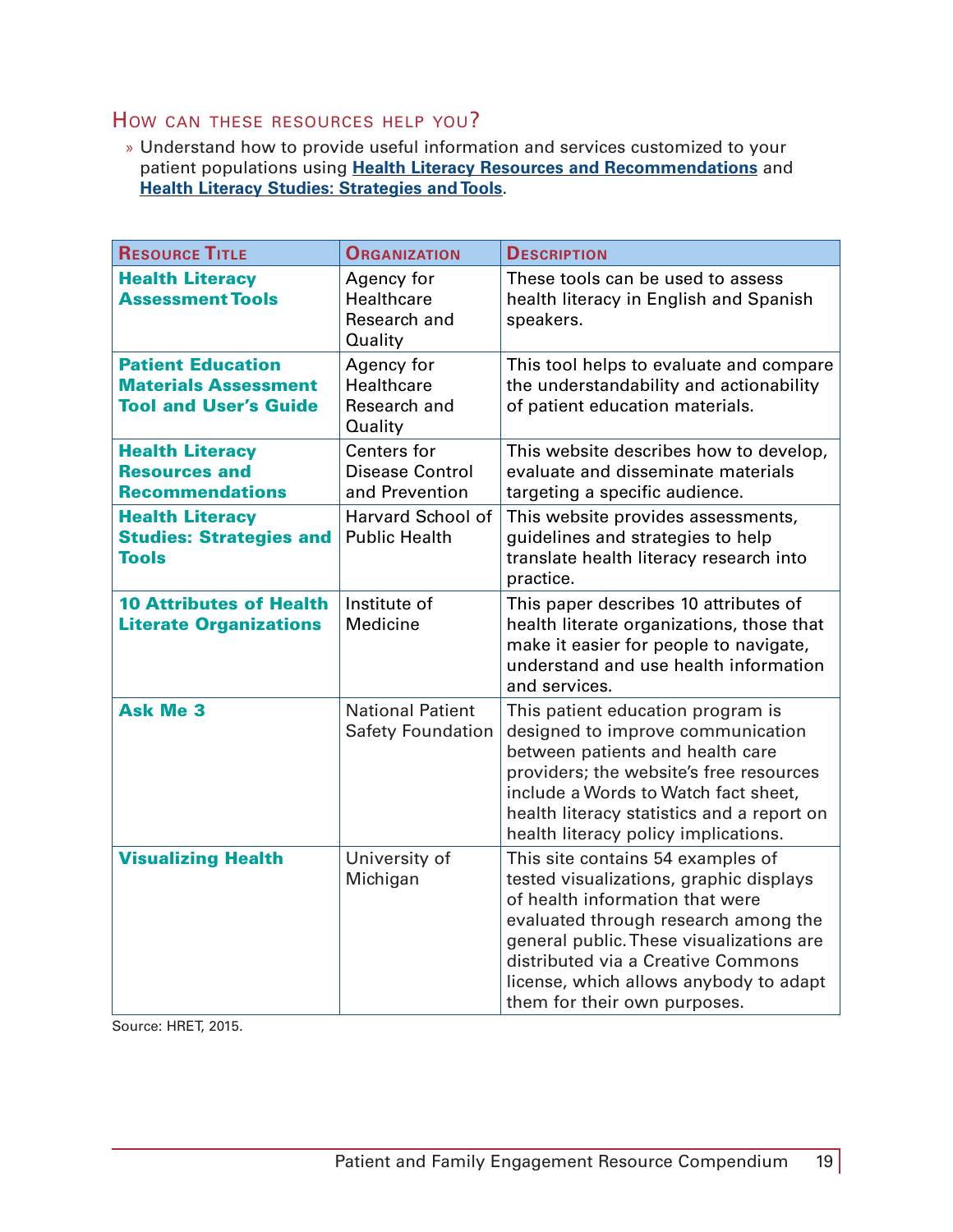### How can these resources help you?

» Understand how to provide useful information and services customized to your patient populations using **Health Literacy Resources and Recommendations** and **Health Literacy Studies: Strategies and Tools**.

| Resource Title | Organization | Description |
|---|---|---|
| **Health Literacy Assessment Tools** | Agency for Healthcare Research and Quality | These tools can be used to assess health literacy in English and Spanish speakers. |
| **Patient Education Materials Assessment Tool and User's Guide** | Agency for Healthcare Research and Quality | This tool helps to evaluate and compare the understandability and actionability of patient education materials. |
| **Health Literacy Resources and Recommendations** | Centers for Disease Control and Prevention | This website describes how to develop, evaluate and disseminate materials targeting a specific audience. |
| **Health Literacy Studies: Strategies and Tools** | Harvard School of Public Health | This website provides assessments, guidelines and strategies to help translate health literacy research into practice. |
| **10 Attributes of Health Literate Organizations** | Institute of Medicine | This paper describes 10 attributes of health literate organizations, those that make it easier for people to navigate, understand and use health information and services. |
| **Ask Me 3** | National Patient Safety Foundation | This patient education program is designed to improve communication between patients and health care providers; the website's free resources include a Words to Watch fact sheet, health literacy statistics and a report on health literacy policy implications. |
| **Visualizing Health** | University of Michigan | This site contains 54 examples of tested visualizations, graphic displays of health information that were evaluated through research among the general public. These visualizations are distributed via a Creative Commons license, which allows anybody to adapt them for their own purposes. |

Source: HRET, 2015.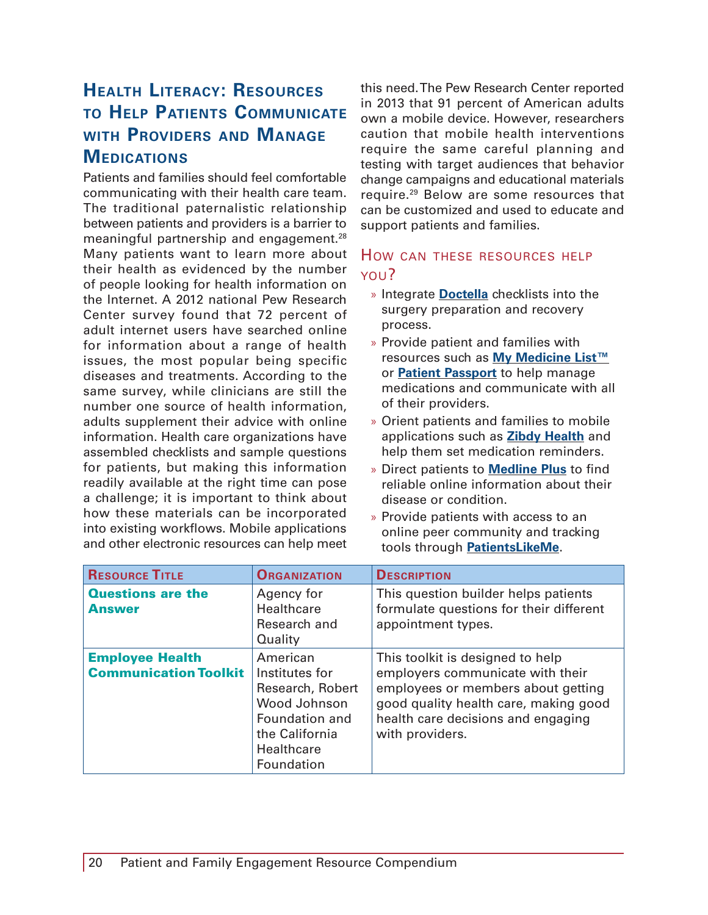## Health Literacy: Resources to Help Patients Communicate with Providers and Manage Medications

Patients and families should feel comfortable communicating with their health care team. The traditional paternalistic relationship between patients and providers is a barrier to meaningful partnership and engagement.[28] Many patients want to learn more about their health as evidenced by the number of people looking for health information on the Internet. A 2012 national Pew Research Center survey found that 72 percent of adult internet users have searched online for information about a range of health issues, the most popular being specific diseases and treatments. According to the same survey, while clinicians are still the number one source of health information, adults supplement their advice with online information. Health care organizations have assembled checklists and sample questions for patients, but making this information readily available at the right time can pose a challenge; it is important to think about how these materials can be incorporated into existing workflows. Mobile applications and other electronic resources can help meet this need. The Pew Research Center reported in 2013 that 91 percent of American adults own a mobile device. However, researchers caution that mobile health interventions require the same careful planning and testing with target audiences that behavior change campaigns and educational materials require.[29] Below are some resources that can be customized and used to educate and support patients and families.

### How can these resources help you?

- Integrate **Doctella** checklists into the surgery preparation and recovery process.
- Provide patient and families with resources such as **My Medicine List™** or **Patient Passport** to help manage medications and communicate with all of their providers.
- Orient patients and families to mobile applications such as **Zibdy Health** and help them set medication reminders.
- Direct patients to **Medline Plus** to find reliable online information about their disease or condition.
- Provide patients with access to an online peer community and tracking tools through **PatientsLikeMe**.

| Resource Title | Organization | Description |
|---|---|---|
| **Questions are the Answer** | Agency for Healthcare Research and Quality | This question builder helps patients formulate questions for their different appointment types. |
| **Employee Health Communication Toolkit** | American Institutes for Research, Robert Wood Johnson Foundation and the California Healthcare Foundation | This toolkit is designed to help employers communicate with their employees or members about getting good quality health care, making good health care decisions and engaging with providers. |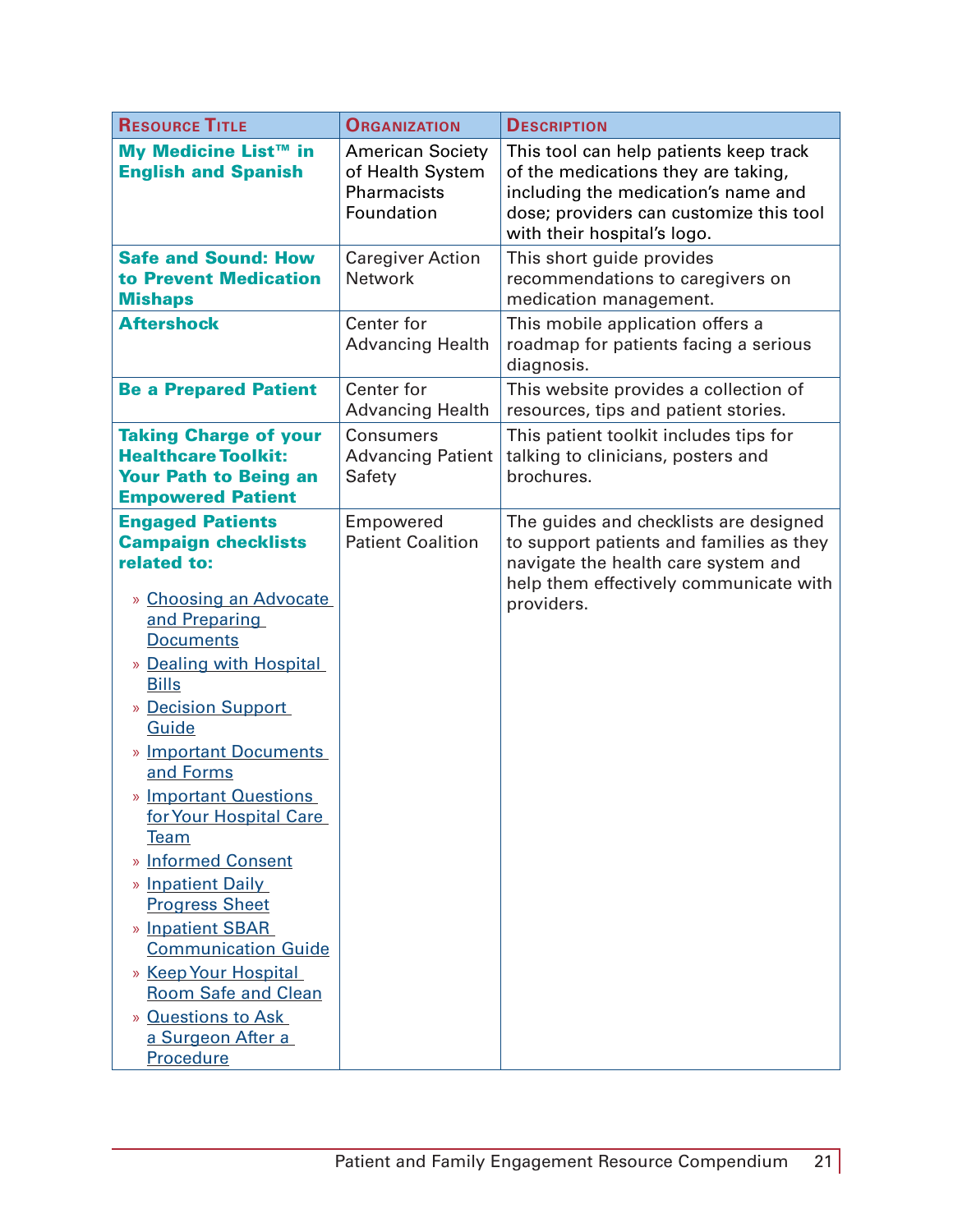| Resource Title | Organization | Description |
|---|---|---|
| **My Medicine List™ in English and Spanish** | American Society of Health System Pharmacists Foundation | This tool can help patients keep track of the medications they are taking, including the medication's name and dose; providers can customize this tool with their hospital's logo. |
| **Safe and Sound: How to Prevent Medication Mishaps** | Caregiver Action Network | This short guide provides recommendations to caregivers on medication management. |
| **Aftershock** | Center for Advancing Health | This mobile application offers a roadmap for patients facing a serious diagnosis. |
| **Be a Prepared Patient** | Center for Advancing Health | This website provides a collection of resources, tips and patient stories. |
| **Taking Charge of your Healthcare Toolkit: Your Path to Being an Empowered Patient** | Consumers Advancing Patient Safety | This patient toolkit includes tips for talking to clinicians, posters and brochures. |
| **Engaged Patients Campaign checklists related to:** <br> » Choosing an Advocate and Preparing Documents <br> » Dealing with Hospital Bills <br> » Decision Support Guide <br> » Important Documents and Forms <br> » Important Questions for Your Hospital Care Team <br> » Informed Consent <br> » Inpatient Daily Progress Sheet <br> » Inpatient SBAR Communication Guide <br> » Keep Your Hospital Room Safe and Clean <br> » Questions to Ask a Surgeon After a Procedure | Empowered Patient Coalition | The guides and checklists are designed to support patients and families as they navigate the health care system and help them effectively communicate with providers. |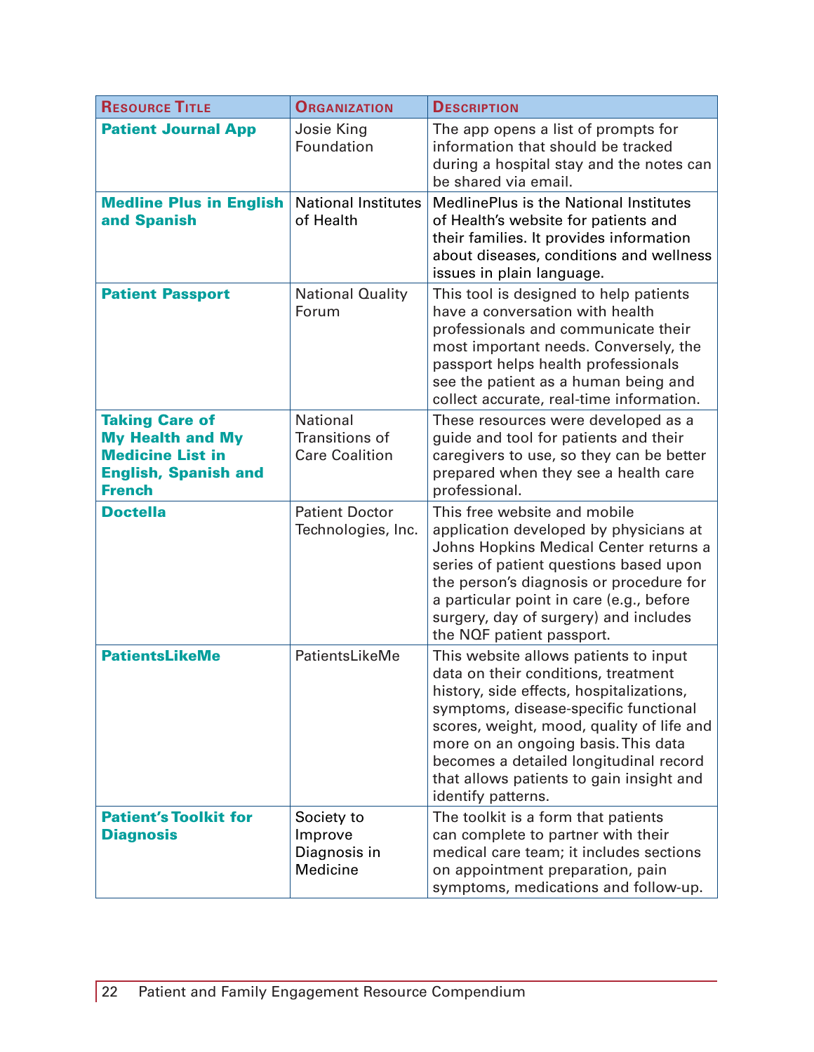| Resource Title | Organization | Description |
|---|---|---|
| **Patient Journal App** | Josie King Foundation | The app opens a list of prompts for information that should be tracked during a hospital stay and the notes can be shared via email. |
| **Medline Plus in English and Spanish** | National Institutes of Health | MedlinePlus is the National Institutes of Health's website for patients and their families. It provides information about diseases, conditions and wellness issues in plain language. |
| **Patient Passport** | National Quality Forum | This tool is designed to help patients have a conversation with health professionals and communicate their most important needs. Conversely, the passport helps health professionals see the patient as a human being and collect accurate, real-time information. |
| **Taking Care of My Health and My Medicine List in English, Spanish and French** | National Transitions of Care Coalition | These resources were developed as a guide and tool for patients and their caregivers to use, so they can be better prepared when they see a health care professional. |
| **Doctella** | Patient Doctor Technologies, Inc. | This free website and mobile application developed by physicians at Johns Hopkins Medical Center returns a series of patient questions based upon the person's diagnosis or procedure for a particular point in care (e.g., before surgery, day of surgery) and includes the NQF patient passport. |
| **PatientsLikeMe** | PatientsLikeMe | This website allows patients to input data on their conditions, treatment history, side effects, hospitalizations, symptoms, disease-specific functional scores, weight, mood, quality of life and more on an ongoing basis. This data becomes a detailed longitudinal record that allows patients to gain insight and identify patterns. |
| **Patient's Toolkit for Diagnosis** | Society to Improve Diagnosis in Medicine | The toolkit is a form that patients can complete to partner with their medical care team; it includes sections on appointment preparation, pain symptoms, medications and follow-up. |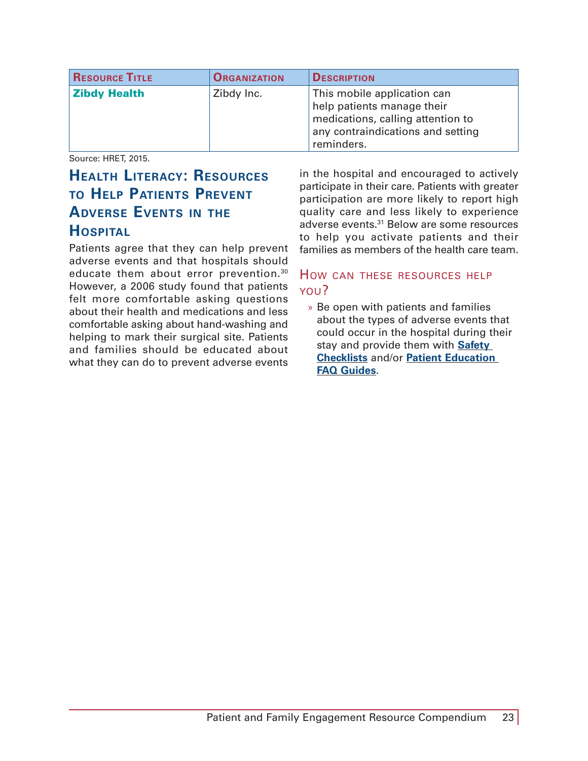| Resource Title | Organization | Description |
| --- | --- | --- |
| **Zibdy Health** | Zibdy Inc. | This mobile application can help patients manage their medications, calling attention to any contraindications and setting reminders. |

Source: HRET, 2015.

## Health Literacy: Resources to Help Patients Prevent Adverse Events in the Hospital

Patients agree that they can help prevent adverse events and that hospitals should educate them about error prevention.[30] However, a 2006 study found that patients felt more comfortable asking questions about their health and medications and less comfortable asking about hand-washing and helping to mark their surgical site. Patients and families should be educated about what they can do to prevent adverse events in the hospital and encouraged to actively participate in their care. Patients with greater participation are more likely to report high quality care and less likely to experience adverse events.[31] Below are some resources to help you activate patients and their families as members of the health care team.

### How can these resources help you?

- Be open with patients and families about the types of adverse events that could occur in the hospital during their stay and provide them with **Safety Checklists** and/or **Patient Education FAQ Guides**.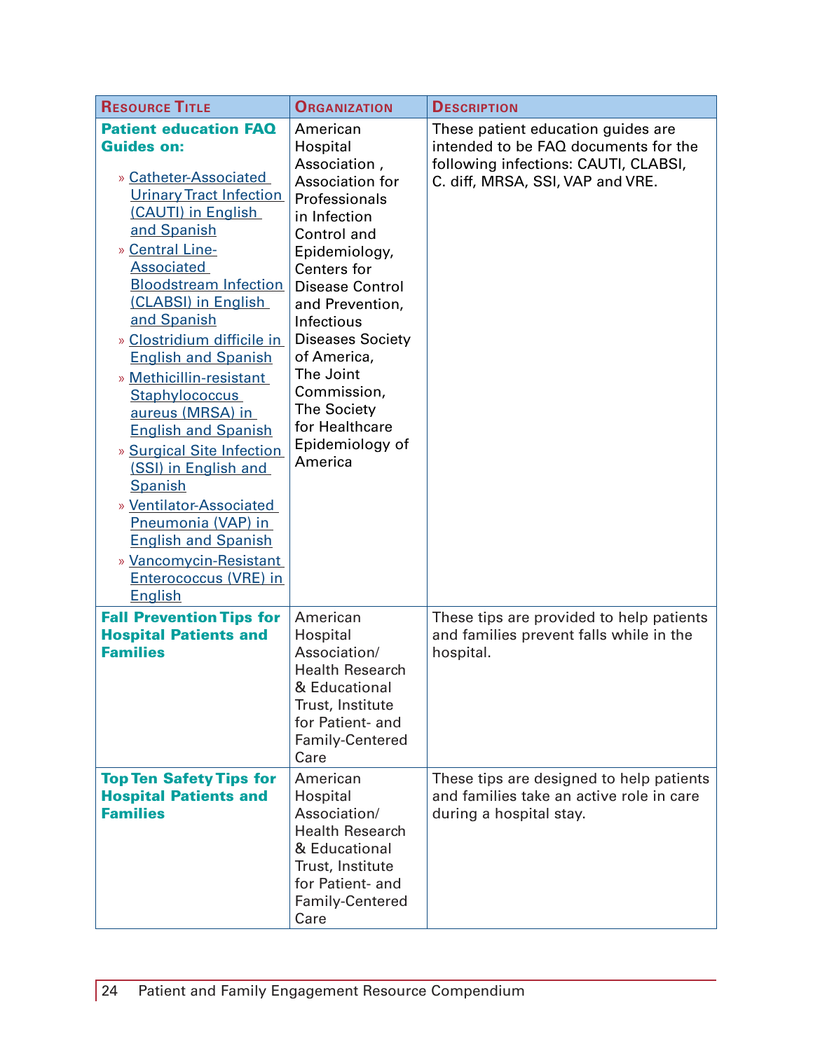| Resource Title | Organization | Description |
|---|---|---|
| **Patient education FAQ Guides on:** <br> » Catheter-Associated Urinary Tract Infection (CAUTI) in English and Spanish <br> » Central Line-Associated Bloodstream Infection (CLABSI) in English and Spanish <br> » Clostridium difficile in English and Spanish <br> » Methicillin-resistant Staphylococcus aureus (MRSA) in English and Spanish <br> » Surgical Site Infection (SSI) in English and Spanish <br> » Ventilator-Associated Pneumonia (VAP) in English and Spanish <br> » Vancomycin-Resistant Enterococcus (VRE) in English | American Hospital Association , Association for Professionals in Infection Control and Epidemiology, Centers for Disease Control and Prevention, Infectious Diseases Society of America, The Joint Commission, The Society for Healthcare Epidemiology of America | These patient education guides are intended to be FAQ documents for the following infections: CAUTI, CLABSI, C. diff, MRSA, SSI, VAP and VRE. |
| **Fall Prevention Tips for Hospital Patients and Families** | American Hospital Association/ Health Research & Educational Trust, Institute for Patient- and Family-Centered Care | These tips are provided to help patients and families prevent falls while in the hospital. |
| **Top Ten Safety Tips for Hospital Patients and Families** | American Hospital Association/ Health Research & Educational Trust, Institute for Patient- and Family-Centered Care | These tips are designed to help patients and families take an active role in care during a hospital stay. |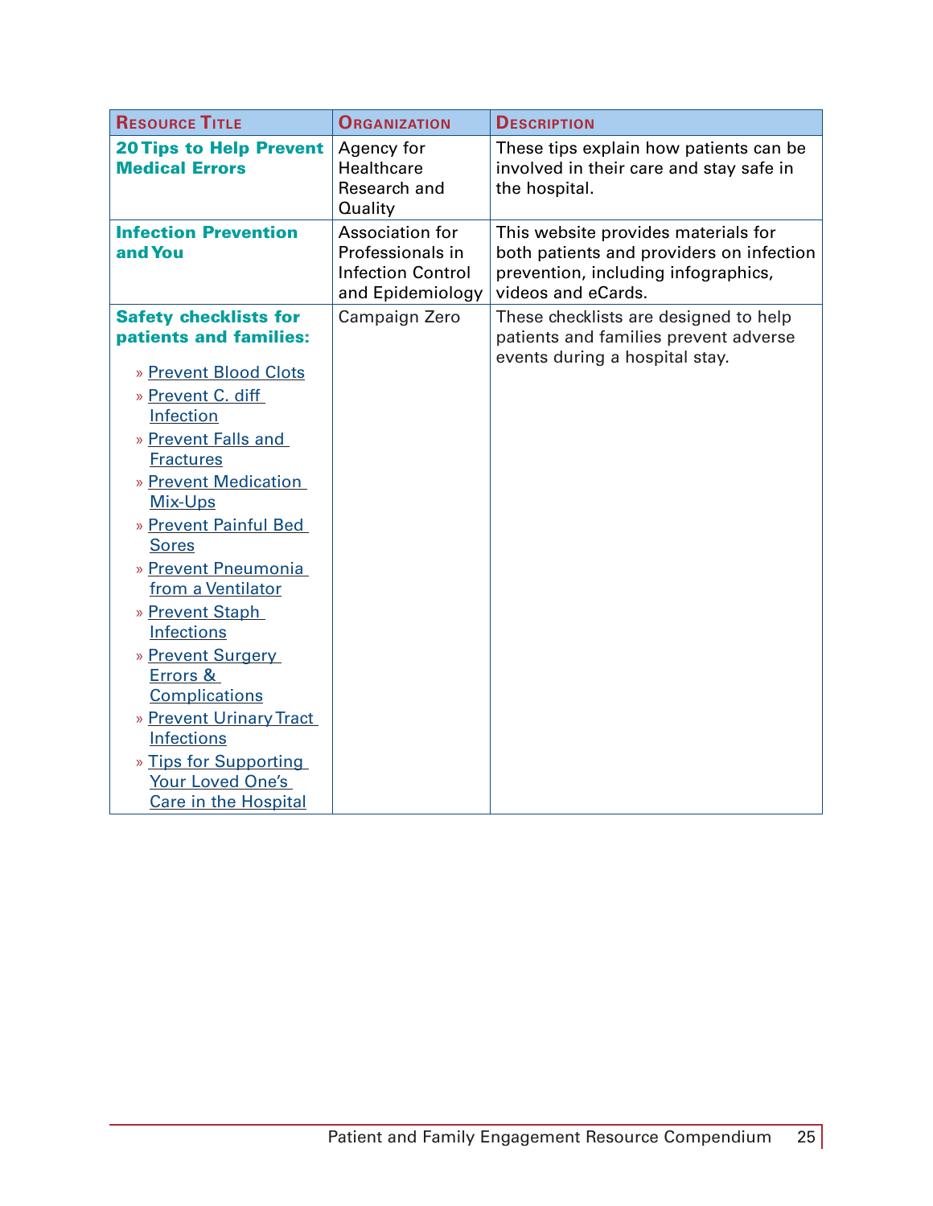| Resource Title | Organization | Description |
| --- | --- | --- |
| **20 Tips to Help Prevent Medical Errors** | Agency for Healthcare Research and Quality | These tips explain how patients can be involved in their care and stay safe in the hospital. |
| **Infection Prevention and You** | Association for Professionals in Infection Control and Epidemiology | This website provides materials for both patients and providers on infection prevention, including infographics, videos and eCards. |
| **Safety checklists for patients and families:** <br> » Prevent Blood Clots <br> » Prevent C. diff Infection <br> » Prevent Falls and Fractures <br> » Prevent Medication Mix-Ups <br> » Prevent Painful Bed Sores <br> » Prevent Pneumonia from a Ventilator <br> » Prevent Staph Infections <br> » Prevent Surgery Errors & Complications <br> » Prevent Urinary Tract Infections <br> » Tips for Supporting Your Loved One's Care in the Hospital | Campaign Zero | These checklists are designed to help patients and families prevent adverse events during a hospital stay. |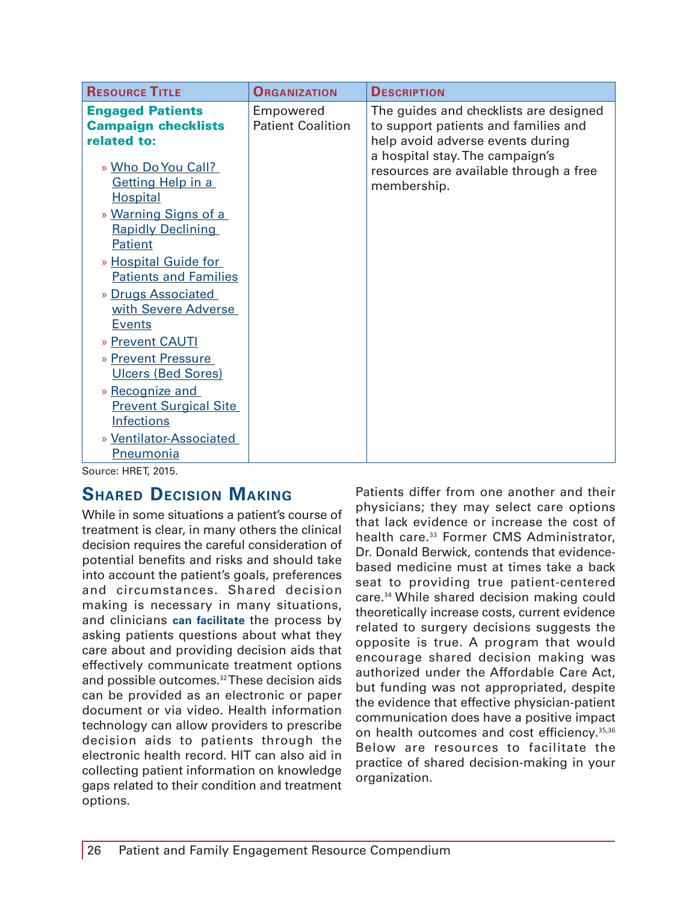| Resource Title | Organization | Description |
| --- | --- | --- |
| **Engaged Patients Campaign checklists related to:** <br> » Who Do You Call? Getting Help in a Hospital <br> » Warning Signs of a Rapidly Declining Patient <br> » Hospital Guide for Patients and Families <br> » Drugs Associated with Severe Adverse Events <br> » Prevent CAUTI <br> » Prevent Pressure Ulcers (Bed Sores) <br> » Recognize and Prevent Surgical Site Infections <br> » Ventilator-Associated Pneumonia | Empowered Patient Coalition | The guides and checklists are designed to support patients and families and help avoid adverse events during a hospital stay. The campaign's resources are available through a free membership. |

Source: HRET, 2015.

## Shared Decision Making

While in some situations a patient's course of treatment is clear, in many others the clinical decision requires the careful consideration of potential benefits and risks and should take into account the patient's goals, preferences and circumstances. Shared decision making is necessary in many situations, and clinicians **can facilitate** the process by asking patients questions about what they care about and providing decision aids that effectively communicate treatment options and possible outcomes.[32] These decision aids can be provided as an electronic or paper document or via video. Health information technology can allow providers to prescribe decision aids to patients through the electronic health record. HIT can also aid in collecting patient information on knowledge gaps related to their condition and treatment options.

Patients differ from one another and their physicians; they may select care options that lack evidence or increase the cost of health care.[33] Former CMS Administrator, Dr. Donald Berwick, contends that evidence-based medicine must at times take a back seat to providing true patient-centered care.[34] While shared decision making could theoretically increase costs, current evidence related to surgery decisions suggests the opposite is true. A program that would encourage shared decision making was authorized under the Affordable Care Act, but funding was not appropriated, despite the evidence that effective physician-patient communication does have a positive impact on health outcomes and cost efficiency.[35,36] Below are resources to facilitate the practice of shared decision-making in your organization.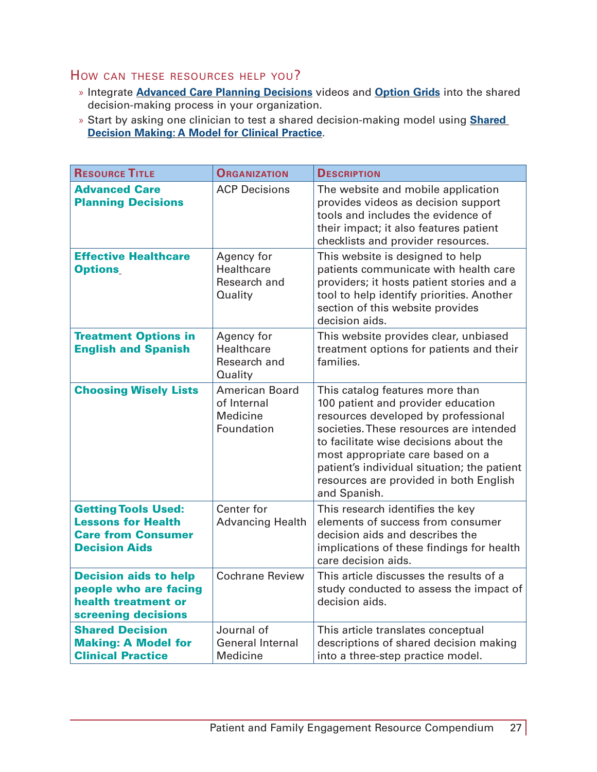## How can these resources help you?

- Integrate **Advanced Care Planning Decisions** videos and **Option Grids** into the shared decision-making process in your organization.
- Start by asking one clinician to test a shared decision-making model using **Shared Decision Making: A Model for Clinical Practice**.

| Resource Title | Organization | Description |
| --- | --- | --- |
| **Advanced Care Planning Decisions** | ACP Decisions | The website and mobile application provides videos as decision support tools and includes the evidence of their impact; it also features patient checklists and provider resources. |
| **Effective Healthcare Options** | Agency for Healthcare Research and Quality | This website is designed to help patients communicate with health care providers; it hosts patient stories and a tool to help identify priorities. Another section of this website provides decision aids. |
| **Treatment Options in English and Spanish** | Agency for Healthcare Research and Quality | This website provides clear, unbiased treatment options for patients and their families. |
| **Choosing Wisely Lists** | American Board of Internal Medicine Foundation | This catalog features more than 100 patient and provider education resources developed by professional societies. These resources are intended to facilitate wise decisions about the most appropriate care based on a patient's individual situation; the patient resources are provided in both English and Spanish. |
| **Getting Tools Used: Lessons for Health Care from Consumer Decision Aids** | Center for Advancing Health | This research identifies the key elements of success from consumer decision aids and describes the implications of these findings for health care decision aids. |
| **Decision aids to help people who are facing health treatment or screening decisions** | Cochrane Review | This article discusses the results of a study conducted to assess the impact of decision aids. |
| **Shared Decision Making: A Model for Clinical Practice** | Journal of General Internal Medicine | This article translates conceptual descriptions of shared decision making into a three-step practice model. |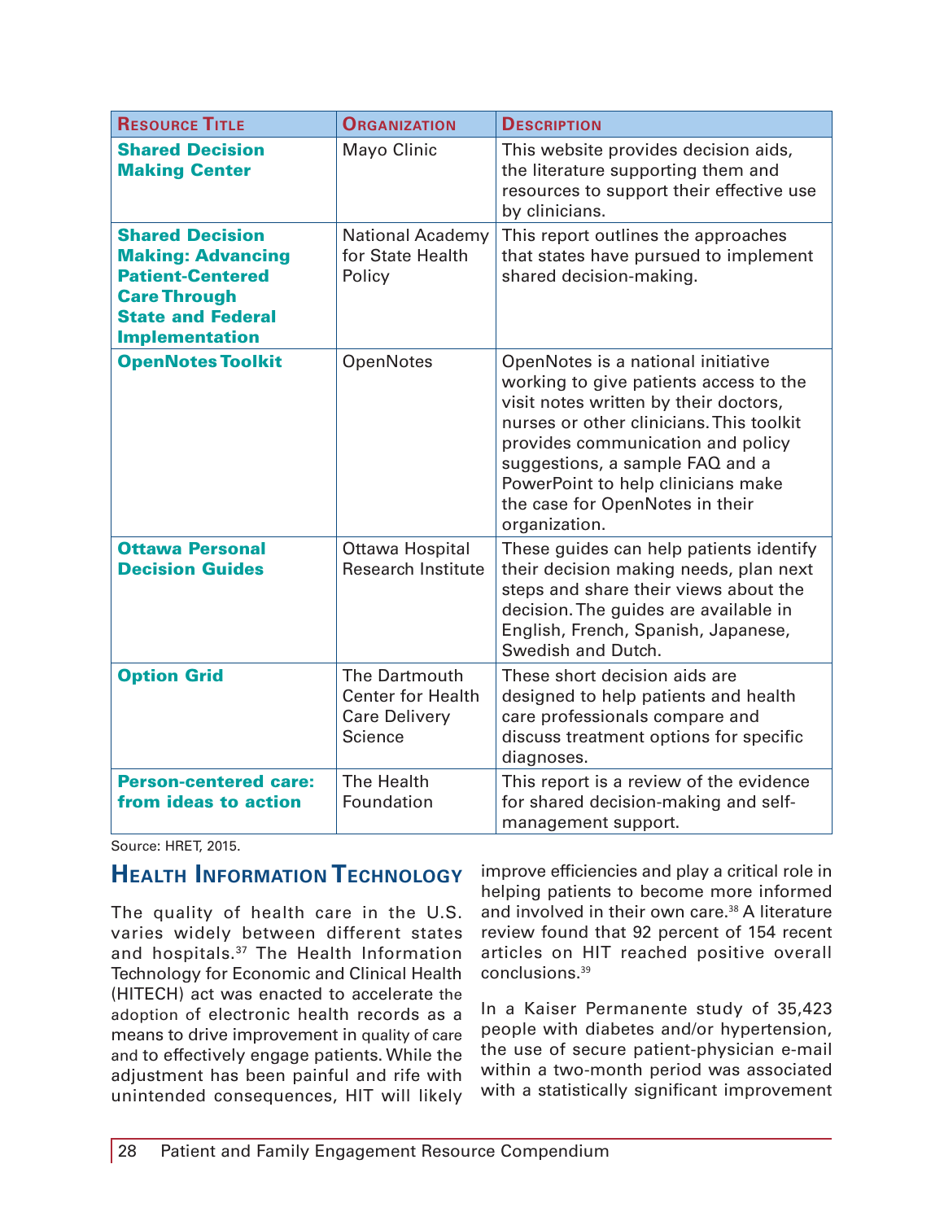| Resource Title | Organization | Description |
|---|---|---|
| **Shared Decision Making Center** | Mayo Clinic | This website provides decision aids, the literature supporting them and resources to support their effective use by clinicians. |
| **Shared Decision Making: Advancing Patient-Centered Care Through State and Federal Implementation** | National Academy for State Health Policy | This report outlines the approaches that states have pursued to implement shared decision-making. |
| **OpenNotes Toolkit** | OpenNotes | OpenNotes is a national initiative working to give patients access to the visit notes written by their doctors, nurses or other clinicians. This toolkit provides communication and policy suggestions, a sample FAQ and a PowerPoint to help clinicians make the case for OpenNotes in their organization. |
| **Ottawa Personal Decision Guides** | Ottawa Hospital Research Institute | These guides can help patients identify their decision making needs, plan next steps and share their views about the decision. The guides are available in English, French, Spanish, Japanese, Swedish and Dutch. |
| **Option Grid** | The Dartmouth Center for Health Care Delivery Science | These short decision aids are designed to help patients and health care professionals compare and discuss treatment options for specific diagnoses. |
| **Person-centered care: from ideas to action** | The Health Foundation | This report is a review of the evidence for shared decision-making and self-management support. |

Source: HRET, 2015.

## Health Information Technology

The quality of health care in the U.S. varies widely between different states and hospitals.[37] The Health Information Technology for Economic and Clinical Health (HITECH) act was enacted to accelerate the adoption of electronic health records as a means to drive improvement in quality of care and to effectively engage patients. While the adjustment has been painful and rife with unintended consequences, HIT will likely improve efficiencies and play a critical role in helping patients to become more informed and involved in their own care.[38] A literature review found that 92 percent of 154 recent articles on HIT reached positive overall conclusions.[39]

In a Kaiser Permanente study of 35,423 people with diabetes and/or hypertension, the use of secure patient-physician e-mail within a two-month period was associated with a statistically significant improvement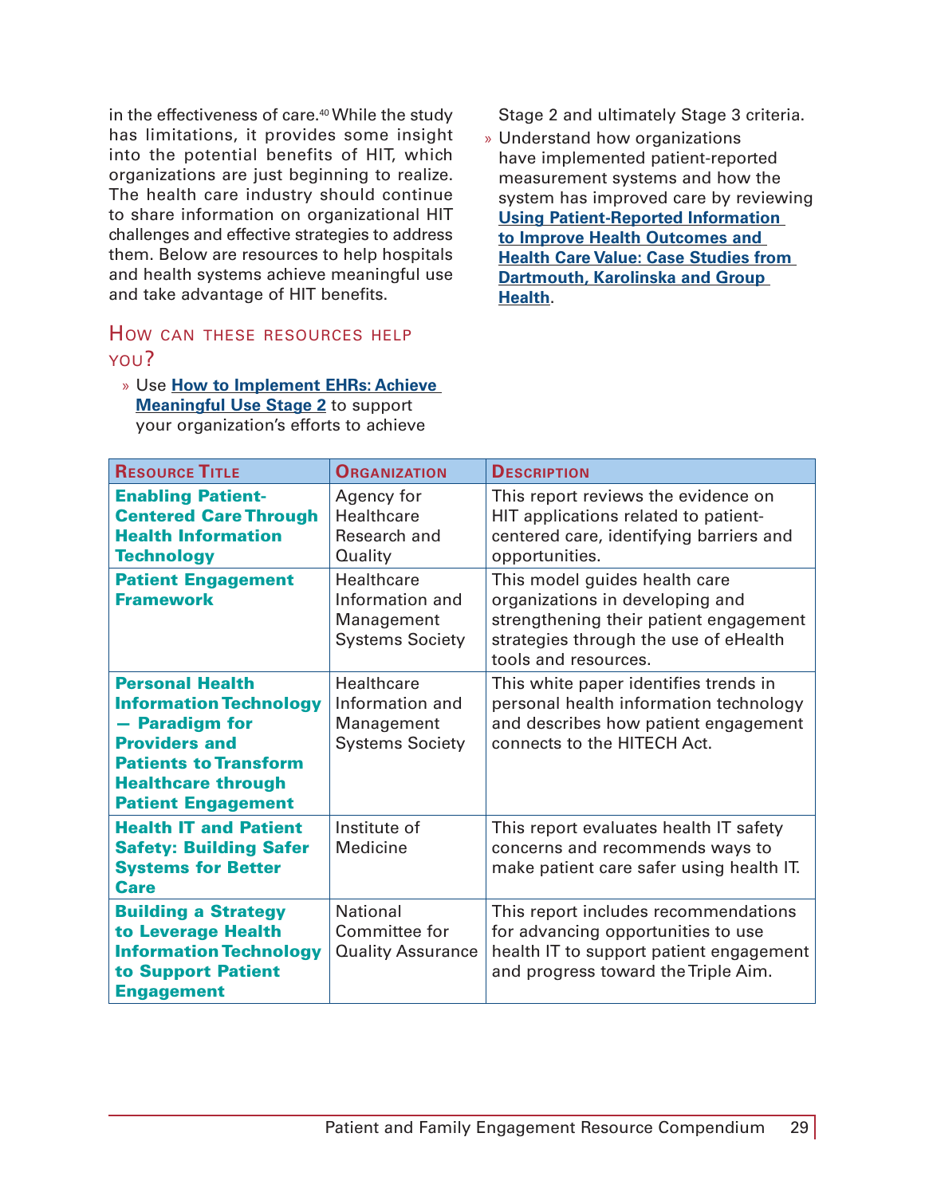in the effectiveness of care.[40] While the study has limitations, it provides some insight into the potential benefits of HIT, which organizations are just beginning to realize. The health care industry should continue to share information on organizational HIT challenges and effective strategies to address them. Below are resources to help hospitals and health systems achieve meaningful use and take advantage of HIT benefits.

## How can these resources help you?

- Use **How to Implement EHRs: Achieve Meaningful Use Stage 2** to support your organization's efforts to achieve Stage 2 and ultimately Stage 3 criteria.
- Understand how organizations have implemented patient-reported measurement systems and how the system has improved care by reviewing **Using Patient-Reported Information to Improve Health Outcomes and Health Care Value: Case Studies from Dartmouth, Karolinska and Group Health**.

| Resource Title | Organization | Description |
|---|---|---|
| **Enabling Patient-Centered Care Through Health Information Technology** | Agency for Healthcare Research and Quality | This report reviews the evidence on HIT applications related to patient-centered care, identifying barriers and opportunities. |
| **Patient Engagement Framework** | Healthcare Information and Management Systems Society | This model guides health care organizations in developing and strengthening their patient engagement strategies through the use of eHealth tools and resources. |
| **Personal Health Information Technology — Paradigm for Providers and Patients to Transform Healthcare through Patient Engagement** | Healthcare Information and Management Systems Society | This white paper identifies trends in personal health information technology and describes how patient engagement connects to the HITECH Act. |
| **Health IT and Patient Safety: Building Safer Systems for Better Care** | Institute of Medicine | This report evaluates health IT safety concerns and recommends ways to make patient care safer using health IT. |
| **Building a Strategy to Leverage Health Information Technology to Support Patient Engagement** | National Committee for Quality Assurance | This report includes recommendations for advancing opportunities to use health IT to support patient engagement and progress toward the Triple Aim. |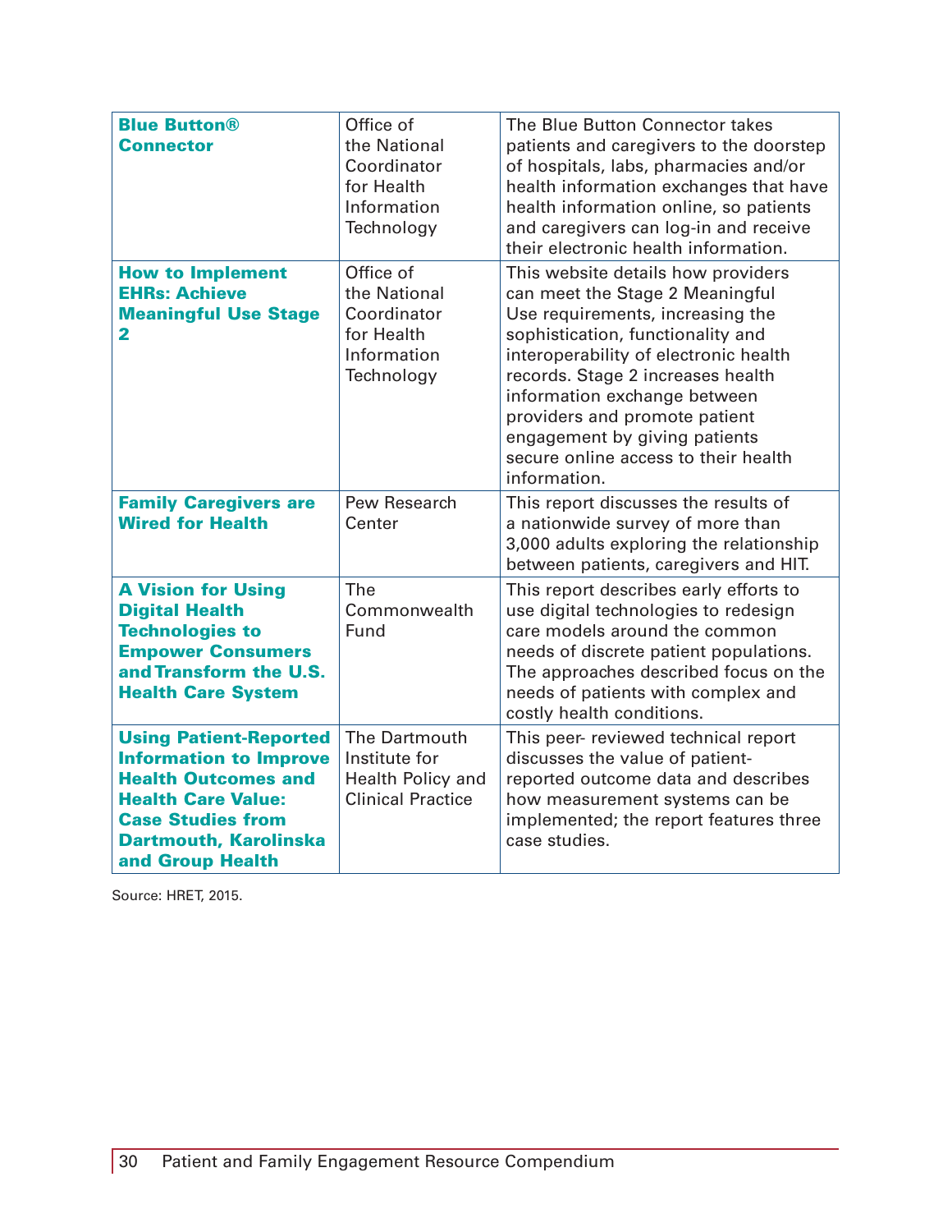| | | |
|---|---|---|
| **Blue Button® Connector** | Office of the National Coordinator for Health Information Technology | The Blue Button Connector takes patients and caregivers to the doorstep of hospitals, labs, pharmacies and/or health information exchanges that have health information online, so patients and caregivers can log-in and receive their electronic health information. |
| **How to Implement EHRs: Achieve Meaningful Use Stage 2** | Office of the National Coordinator for Health Information Technology | This website details how providers can meet the Stage 2 Meaningful Use requirements, increasing the sophistication, functionality and interoperability of electronic health records. Stage 2 increases health information exchange between providers and promote patient engagement by giving patients secure online access to their health information. |
| **Family Caregivers are Wired for Health** | Pew Research Center | This report discusses the results of a nationwide survey of more than 3,000 adults exploring the relationship between patients, caregivers and HIT. |
| **A Vision for Using Digital Health Technologies to Empower Consumers and Transform the U.S. Health Care System** | The Commonwealth Fund | This report describes early efforts to use digital technologies to redesign care models around the common needs of discrete patient populations. The approaches described focus on the needs of patients with complex and costly health conditions. |
| **Using Patient-Reported Information to Improve Health Outcomes and Health Care Value: Case Studies from Dartmouth, Karolinska and Group Health** | The Dartmouth Institute for Health Policy and Clinical Practice | This peer- reviewed technical report discusses the value of patient-reported outcome data and describes how measurement systems can be implemented; the report features three case studies. |

Source: HRET, 2015.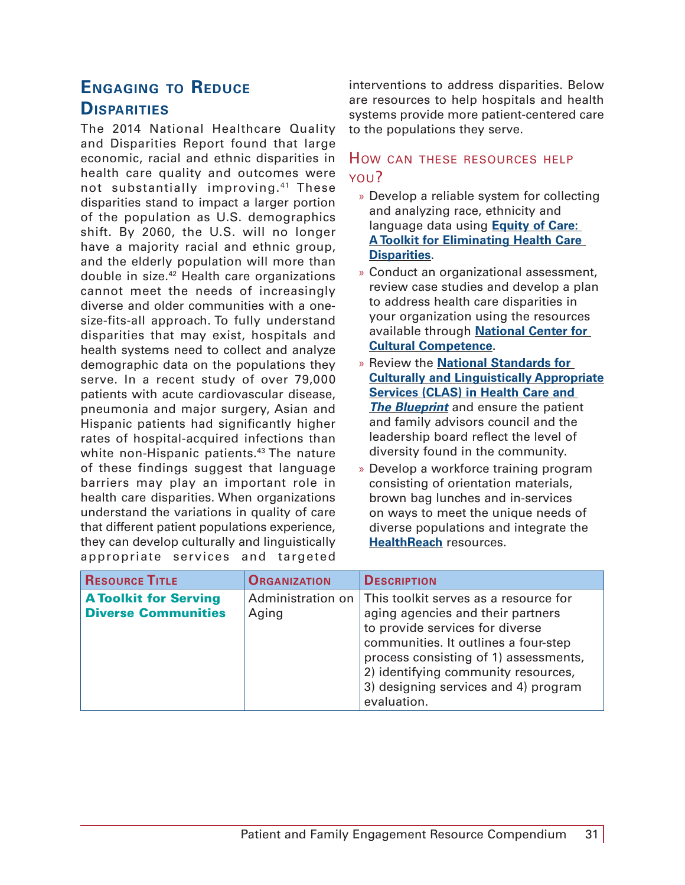## Engaging to Reduce Disparities

The 2014 National Healthcare Quality and Disparities Report found that large economic, racial and ethnic disparities in health care quality and outcomes were not substantially improving.[41] These disparities stand to impact a larger portion of the population as U.S. demographics shift. By 2060, the U.S. will no longer have a majority racial and ethnic group, and the elderly population will more than double in size.[42] Health care organizations cannot meet the needs of increasingly diverse and older communities with a one-size-fits-all approach. To fully understand disparities that may exist, hospitals and health systems need to collect and analyze demographic data on the populations they serve. In a recent study of over 79,000 patients with acute cardiovascular disease, pneumonia and major surgery, Asian and Hispanic patients had significantly higher rates of hospital-acquired infections than white non-Hispanic patients.[43] The nature of these findings suggest that language barriers may play an important role in health care disparities. When organizations understand the variations in quality of care that different patient populations experience, they can develop culturally and linguistically appropriate services and targeted interventions to address disparities. Below are resources to help hospitals and health systems provide more patient-centered care to the populations they serve.

### How can these resources help you?

- Develop a reliable system for collecting and analyzing race, ethnicity and language data using **Equity of Care: A Toolkit for Eliminating Health Care Disparities**.
- Conduct an organizational assessment, review case studies and develop a plan to address health care disparities in your organization using the resources available through **National Center for Cultural Competence**.
- Review the **National Standards for Culturally and Linguistically Appropriate Services (CLAS) in Health Care and *The Blueprint*** and ensure the patient and family advisors council and the leadership board reflect the level of diversity found in the community.
- Develop a workforce training program consisting of orientation materials, brown bag lunches and in-services on ways to meet the unique needs of diverse populations and integrate the **HealthReach** resources.

| Resource Title | Organization | Description |
|---|---|---|
| **A Toolkit for Serving Diverse Communities** | Administration on Aging | This toolkit serves as a resource for aging agencies and their partners to provide services for diverse communities. It outlines a four-step process consisting of 1) assessments, 2) identifying community resources, 3) designing services and 4) program evaluation. |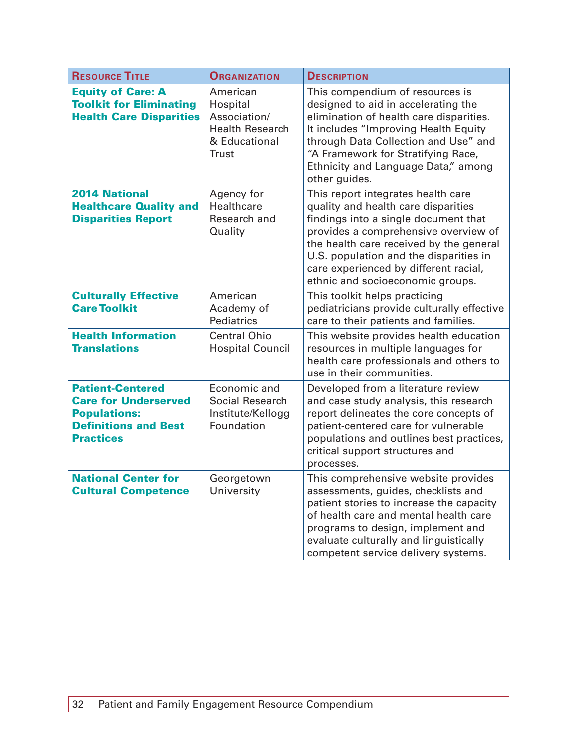| Resource Title | Organization | Description |
| --- | --- | --- |
| **Equity of Care: A Toolkit for Eliminating Health Care Disparities** | American Hospital Association/ Health Research & Educational Trust | This compendium of resources is designed to aid in accelerating the elimination of health care disparities. It includes "Improving Health Equity through Data Collection and Use" and "A Framework for Stratifying Race, Ethnicity and Language Data," among other guides. |
| **2014 National Healthcare Quality and Disparities Report** | Agency for Healthcare Research and Quality | This report integrates health care quality and health care disparities findings into a single document that provides a comprehensive overview of the health care received by the general U.S. population and the disparities in care experienced by different racial, ethnic and socioeconomic groups. |
| **Culturally Effective Care Toolkit** | American Academy of Pediatrics | This toolkit helps practicing pediatricians provide culturally effective care to their patients and families. |
| **Health Information Translations** | Central Ohio Hospital Council | This website provides health education resources in multiple languages for health care professionals and others to use in their communities. |
| **Patient-Centered Care for Underserved Populations: Definitions and Best Practices** | Economic and Social Research Institute/Kellogg Foundation | Developed from a literature review and case study analysis, this research report delineates the core concepts of patient-centered care for vulnerable populations and outlines best practices, critical support structures and processes. |
| **National Center for Cultural Competence** | Georgetown University | This comprehensive website provides assessments, guides, checklists and patient stories to increase the capacity of health care and mental health care programs to design, implement and evaluate culturally and linguistically competent service delivery systems. |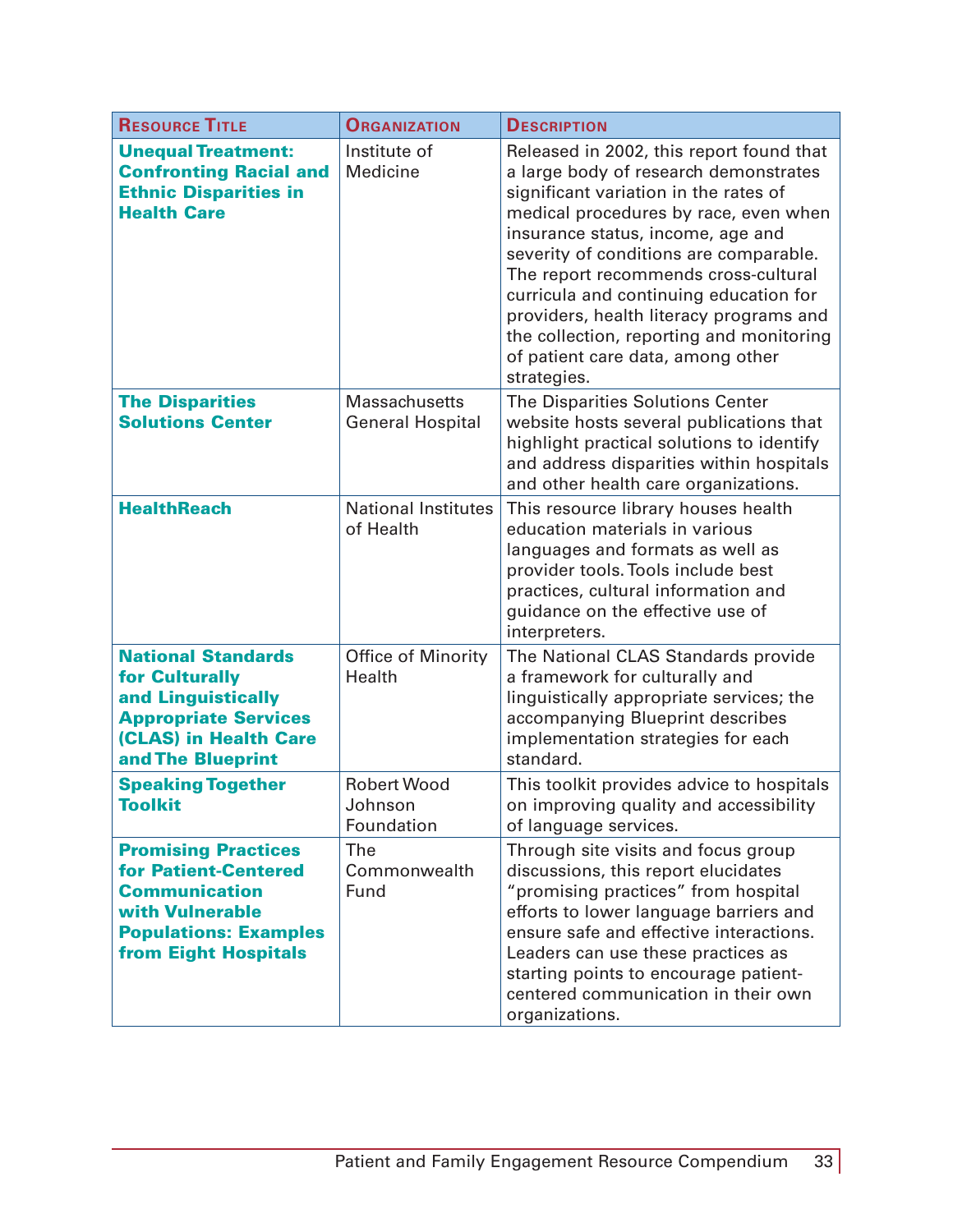| Resource Title | Organization | Description |
|---|---|---|
| **Unequal Treatment: Confronting Racial and Ethnic Disparities in Health Care** | Institute of Medicine | Released in 2002, this report found that a large body of research demonstrates significant variation in the rates of medical procedures by race, even when insurance status, income, age and severity of conditions are comparable. The report recommends cross-cultural curricula and continuing education for providers, health literacy programs and the collection, reporting and monitoring of patient care data, among other strategies. |
| **The Disparities Solutions Center** | Massachusetts General Hospital | The Disparities Solutions Center website hosts several publications that highlight practical solutions to identify and address disparities within hospitals and other health care organizations. |
| **HealthReach** | National Institutes of Health | This resource library houses health education materials in various languages and formats as well as provider tools. Tools include best practices, cultural information and guidance on the effective use of interpreters. |
| **National Standards for Culturally and Linguistically Appropriate Services (CLAS) in Health Care and The Blueprint** | Office of Minority Health | The National CLAS Standards provide a framework for culturally and linguistically appropriate services; the accompanying Blueprint describes implementation strategies for each standard. |
| **Speaking Together Toolkit** | Robert Wood Johnson Foundation | This toolkit provides advice to hospitals on improving quality and accessibility of language services. |
| **Promising Practices for Patient-Centered Communication with Vulnerable Populations: Examples from Eight Hospitals** | The Commonwealth Fund | Through site visits and focus group discussions, this report elucidates "promising practices" from hospital efforts to lower language barriers and ensure safe and effective interactions. Leaders can use these practices as starting points to encourage patient-centered communication in their own organizations. |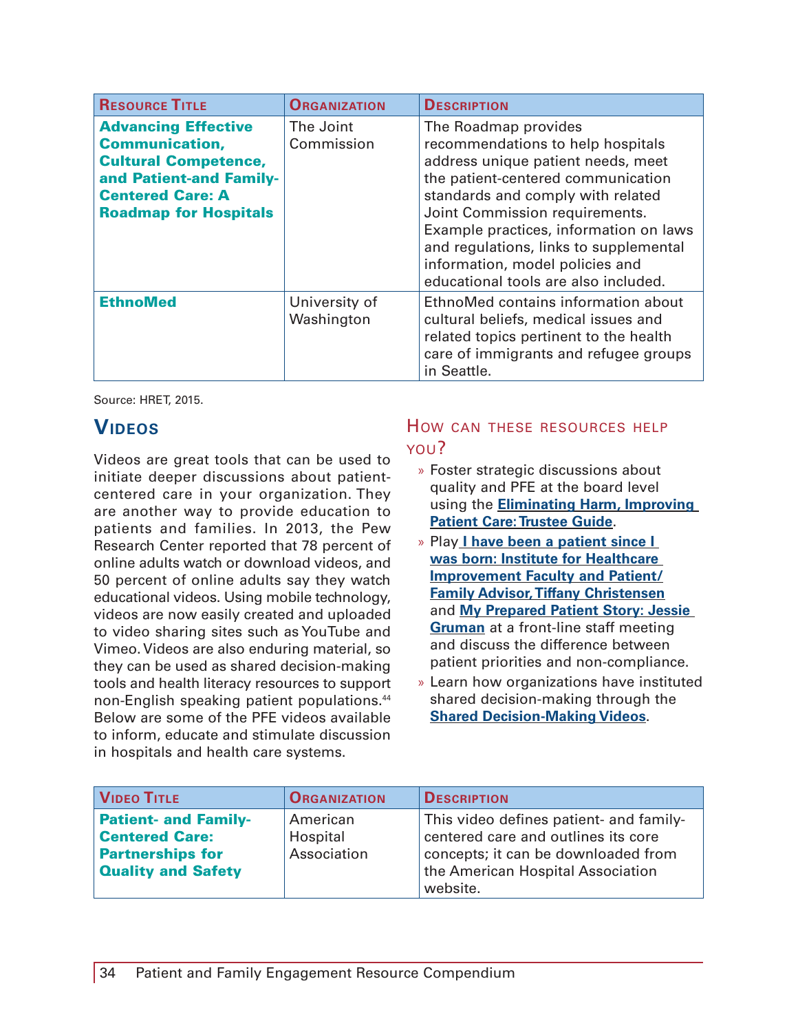| Resource Title | Organization | Description |
|---|---|---|
| **Advancing Effective Communication, Cultural Competence, and Patient-and Family-Centered Care: A Roadmap for Hospitals** | The Joint Commission | The Roadmap provides recommendations to help hospitals address unique patient needs, meet the patient-centered communication standards and comply with related Joint Commission requirements. Example practices, information on laws and regulations, links to supplemental information, model policies and educational tools are also included. |
| **EthnoMed** | University of Washington | EthnoMed contains information about cultural beliefs, medical issues and related topics pertinent to the health care of immigrants and refugee groups in Seattle. |

Source: HRET, 2015.

## Videos

Videos are great tools that can be used to initiate deeper discussions about patient-centered care in your organization. They are another way to provide education to patients and families. In 2013, the Pew Research Center reported that 78 percent of online adults watch or download videos, and 50 percent of online adults say they watch educational videos. Using mobile technology, videos are now easily created and uploaded to video sharing sites such as YouTube and Vimeo. Videos are also enduring material, so they can be used as shared decision-making tools and health literacy resources to support non-English speaking patient populations.[44] Below are some of the PFE videos available to inform, educate and stimulate discussion in hospitals and health care systems.

### How can these resources help you?

- Foster strategic discussions about quality and PFE at the board level using the **Eliminating Harm, Improving Patient Care: Trustee Guide**.
- Play **I have been a patient since I was born: Institute for Healthcare Improvement Faculty and Patient/Family Advisor, Tiffany Christensen** and **My Prepared Patient Story: Jessie Gruman** at a front-line staff meeting and discuss the difference between patient priorities and non-compliance.
- Learn how organizations have instituted shared decision-making through the **Shared Decision-Making Videos**.

| Video Title | Organization | Description |
|---|---|---|
| **Patient- and Family-Centered Care: Partnerships for Quality and Safety** | American Hospital Association | This video defines patient- and family-centered care and outlines its core concepts; it can be downloaded from the American Hospital Association website. |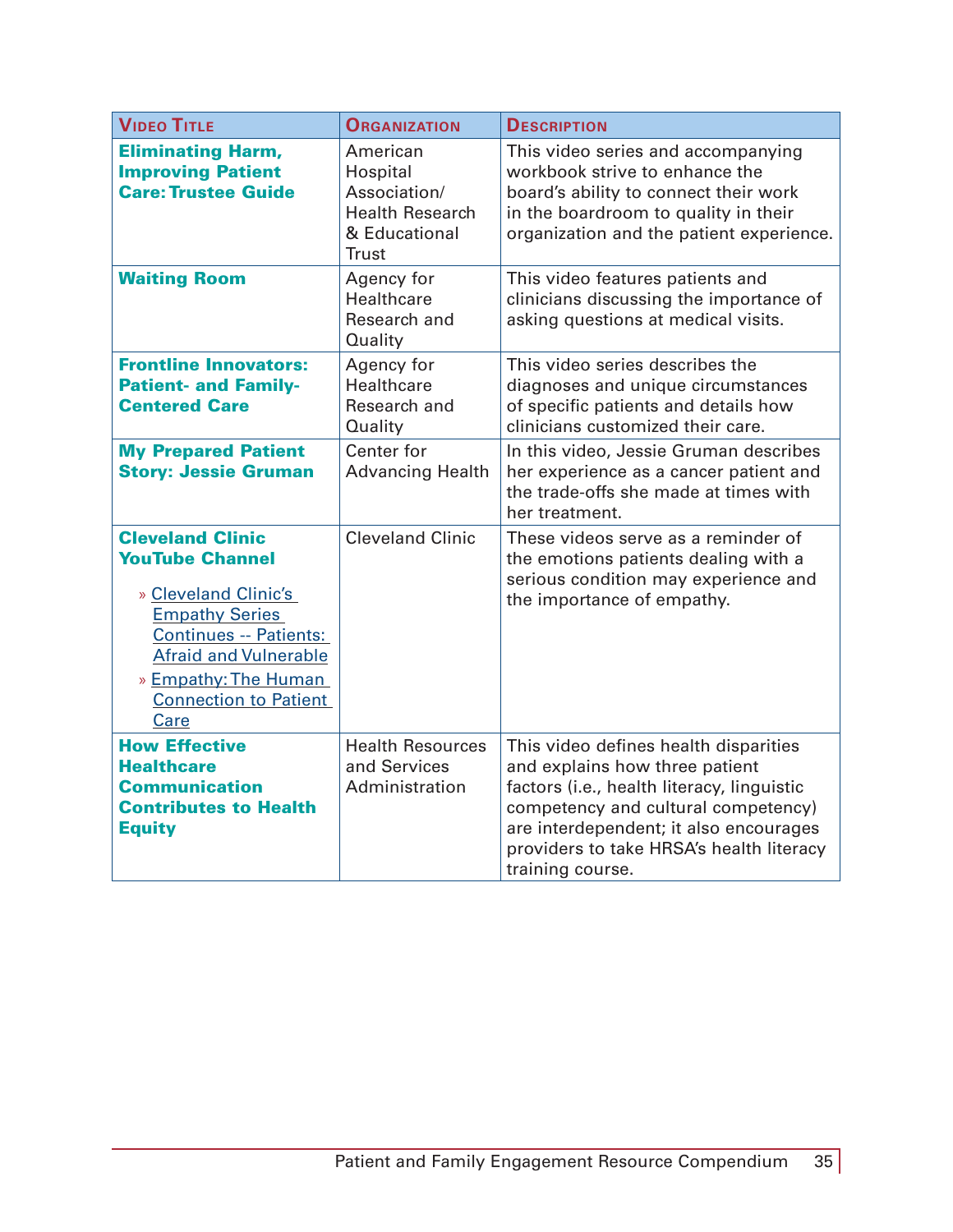| Video Title | Organization | Description |
|---|---|---|
| **Eliminating Harm, Improving Patient Care: Trustee Guide** | American Hospital Association/ Health Research & Educational Trust | This video series and accompanying workbook strive to enhance the board's ability to connect their work in the boardroom to quality in their organization and the patient experience. |
| **Waiting Room** | Agency for Healthcare Research and Quality | This video features patients and clinicians discussing the importance of asking questions at medical visits. |
| **Frontline Innovators: Patient- and Family-Centered Care** | Agency for Healthcare Research and Quality | This video series describes the diagnoses and unique circumstances of specific patients and details how clinicians customized their care. |
| **My Prepared Patient Story: Jessie Gruman** | Center for Advancing Health | In this video, Jessie Gruman describes her experience as a cancer patient and the trade-offs she made at times with her treatment. |
| **Cleveland Clinic YouTube Channel** <br> » Cleveland Clinic's Empathy Series Continues -- Patients: Afraid and Vulnerable <br> » Empathy: The Human Connection to Patient Care | Cleveland Clinic | These videos serve as a reminder of the emotions patients dealing with a serious condition may experience and the importance of empathy. |
| **How Effective Healthcare Communication Contributes to Health Equity** | Health Resources and Services Administration | This video defines health disparities and explains how three patient factors (i.e., health literacy, linguistic competency and cultural competency) are interdependent; it also encourages providers to take HRSA's health literacy training course. |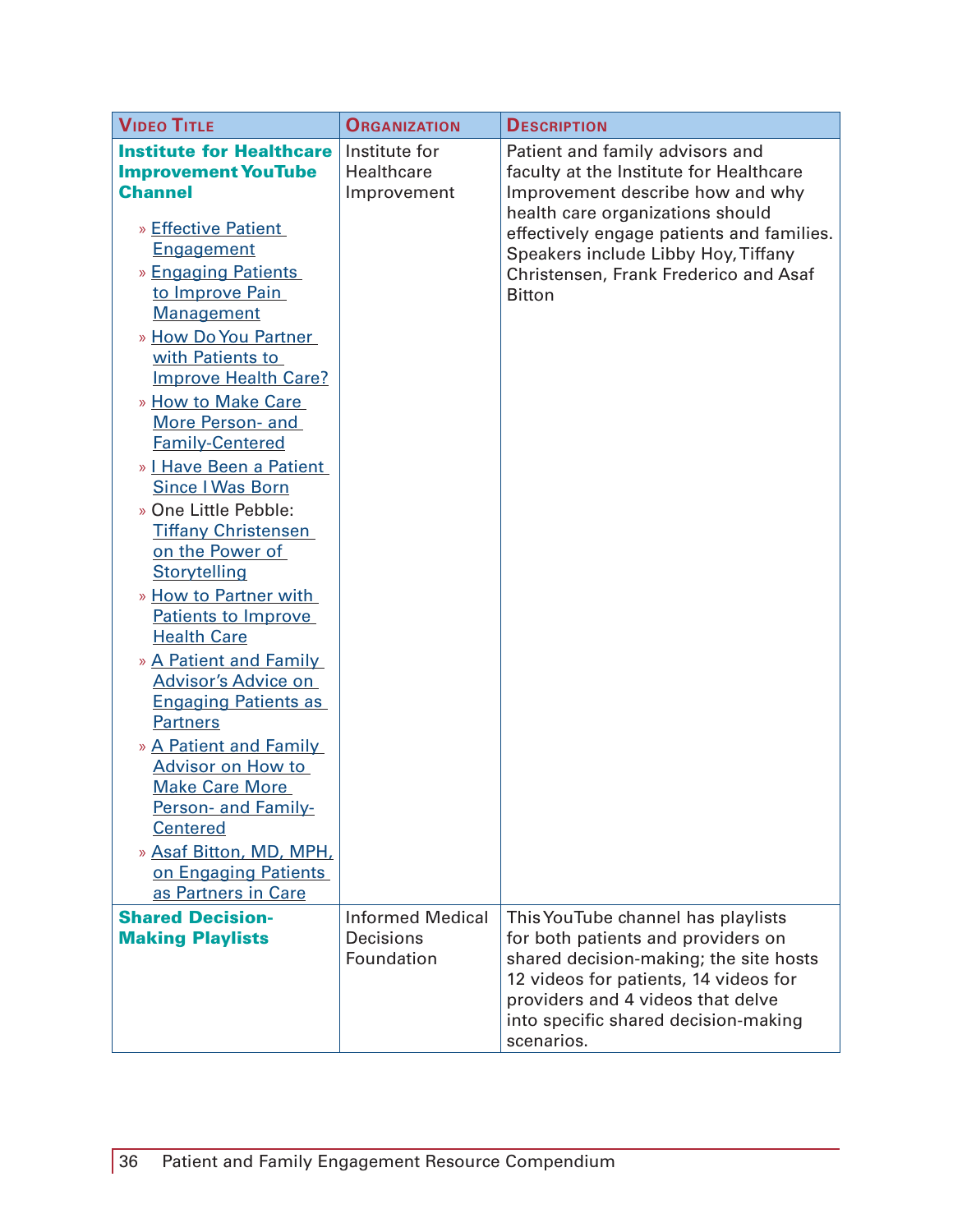| Video Title | Organization | Description |
|---|---|---|
| **Institute for Healthcare Improvement YouTube Channel**<br>» Effective Patient Engagement<br>» Engaging Patients to Improve Pain Management<br>» How Do You Partner with Patients to Improve Health Care?<br>» How to Make Care More Person- and Family-Centered<br>» I Have Been a Patient Since I Was Born<br>» One Little Pebble: Tiffany Christensen on the Power of Storytelling<br>» How to Partner with Patients to Improve Health Care<br>» A Patient and Family Advisor's Advice on Engaging Patients as Partners<br>» A Patient and Family Advisor on How to Make Care More Person- and Family-Centered<br>» Asaf Bitton, MD, MPH, on Engaging Patients as Partners in Care | Institute for Healthcare Improvement | Patient and family advisors and faculty at the Institute for Healthcare Improvement describe how and why health care organizations should effectively engage patients and families. Speakers include Libby Hoy, Tiffany Christensen, Frank Frederico and Asaf Bitton |
| **Shared Decision-Making Playlists** | Informed Medical Decisions Foundation | This YouTube channel has playlists for both patients and providers on shared decision-making; the site hosts 12 videos for patients, 14 videos for providers and 4 videos that delve into specific shared decision-making scenarios. |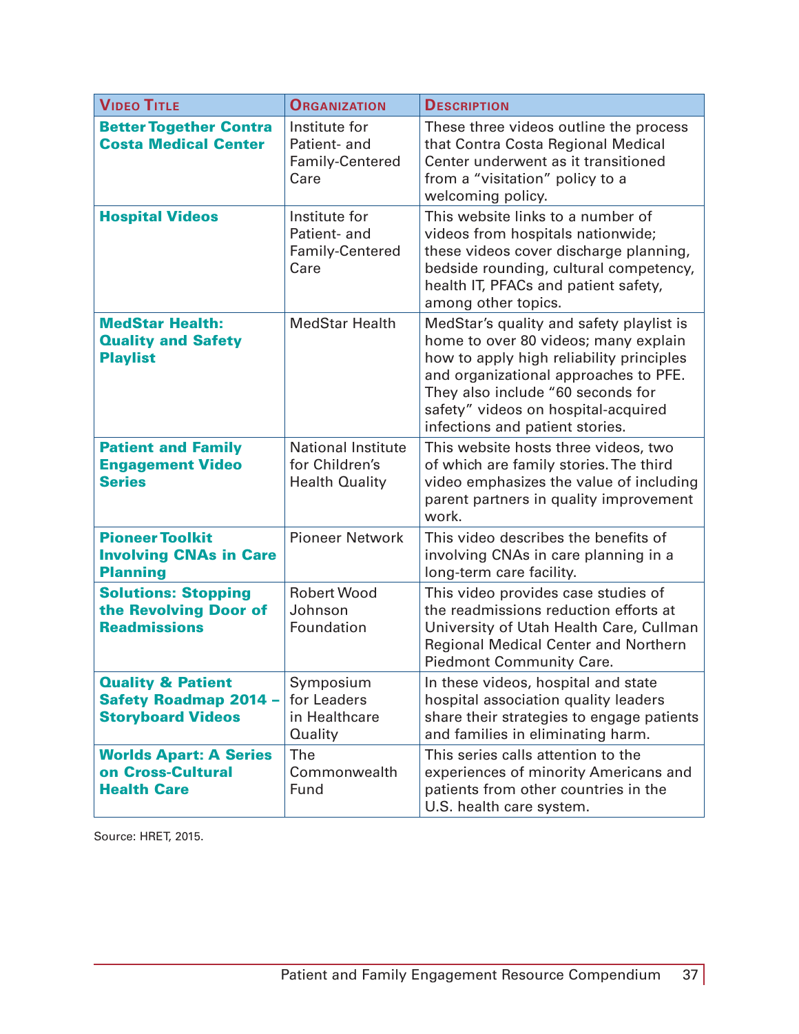| Video Title | Organization | Description |
|---|---|---|
| **Better Together Contra Costa Medical Center** | Institute for Patient- and Family-Centered Care | These three videos outline the process that Contra Costa Regional Medical Center underwent as it transitioned from a "visitation" policy to a welcoming policy. |
| **Hospital Videos** | Institute for Patient- and Family-Centered Care | This website links to a number of videos from hospitals nationwide; these videos cover discharge planning, bedside rounding, cultural competency, health IT, PFACs and patient safety, among other topics. |
| **MedStar Health: Quality and Safety Playlist** | MedStar Health | MedStar's quality and safety playlist is home to over 80 videos; many explain how to apply high reliability principles and organizational approaches to PFE. They also include "60 seconds for safety" videos on hospital-acquired infections and patient stories. |
| **Patient and Family Engagement Video Series** | National Institute for Children's Health Quality | This website hosts three videos, two of which are family stories. The third video emphasizes the value of including parent partners in quality improvement work. |
| **Pioneer Toolkit Involving CNAs in Care Planning** | Pioneer Network | This video describes the benefits of involving CNAs in care planning in a long-term care facility. |
| **Solutions: Stopping the Revolving Door of Readmissions** | Robert Wood Johnson Foundation | This video provides case studies of the readmissions reduction efforts at University of Utah Health Care, Cullman Regional Medical Center and Northern Piedmont Community Care. |
| **Quality & Patient Safety Roadmap 2014 – Storyboard Videos** | Symposium for Leaders in Healthcare Quality | In these videos, hospital and state hospital association quality leaders share their strategies to engage patients and families in eliminating harm. |
| **Worlds Apart: A Series on Cross-Cultural Health Care** | The Commonwealth Fund | This series calls attention to the experiences of minority Americans and patients from other countries in the U.S. health care system. |

Source: HRET, 2015.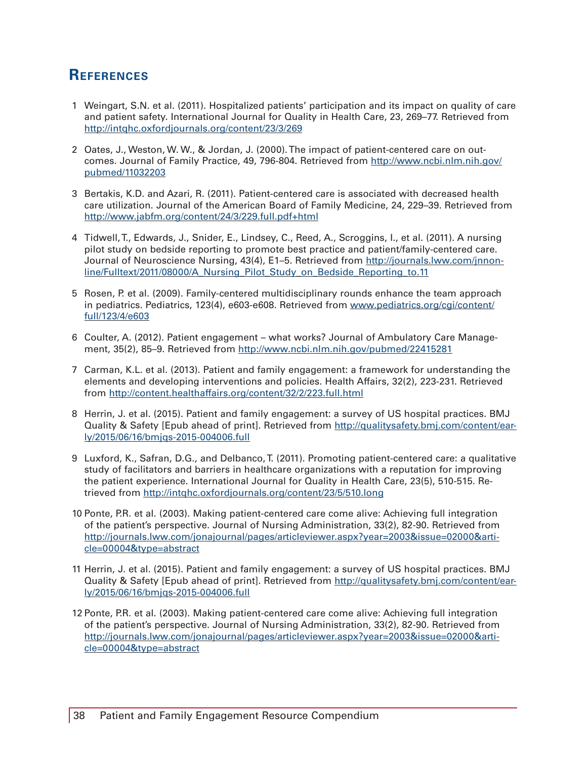## References

1 Weingart, S.N. et al. (2011). Hospitalized patients' participation and its impact on quality of care and patient safety. International Journal for Quality in Health Care, 23, 269–77. Retrieved from http://intqhc.oxfordjournals.org/content/23/3/269

2 Oates, J., Weston, W. W., & Jordan, J. (2000). The impact of patient-centered care on outcomes. Journal of Family Practice, 49, 796-804. Retrieved from http://www.ncbi.nlm.nih.gov/pubmed/11032203

3 Bertakis, K.D. and Azari, R. (2011). Patient-centered care is associated with decreased health care utilization. Journal of the American Board of Family Medicine, 24, 229–39. Retrieved from http://www.jabfm.org/content/24/3/229.full.pdf+html

4 Tidwell, T., Edwards, J., Snider, E., Lindsey, C., Reed, A., Scroggins, I., et al. (2011). A nursing pilot study on bedside reporting to promote best practice and patient/family-centered care. Journal of Neuroscience Nursing, 43(4), E1–5. Retrieved from http://journals.lww.com/jnnonline/Fulltext/2011/08000/A_Nursing_Pilot_Study_on_Bedside_Reporting_to.11

5 Rosen, P. et al. (2009). Family-centered multidisciplinary rounds enhance the team approach in pediatrics. Pediatrics, 123(4), e603-e608. Retrieved from www.pediatrics.org/cgi/content/full/123/4/e603

6 Coulter, A. (2012). Patient engagement – what works? Journal of Ambulatory Care Management, 35(2), 85–9. Retrieved from http://www.ncbi.nlm.nih.gov/pubmed/22415281

7 Carman, K.L. et al. (2013). Patient and family engagement: a framework for understanding the elements and developing interventions and policies. Health Affairs, 32(2), 223-231. Retrieved from http://content.healthaffairs.org/content/32/2/223.full.html

8 Herrin, J. et al. (2015). Patient and family engagement: a survey of US hospital practices. BMJ Quality & Safety [Epub ahead of print]. Retrieved from http://qualitysafety.bmj.com/content/early/2015/06/16/bmjqs-2015-004006.full

9 Luxford, K., Safran, D.G., and Delbanco, T. (2011). Promoting patient-centered care: a qualitative study of facilitators and barriers in healthcare organizations with a reputation for improving the patient experience. International Journal for Quality in Health Care, 23(5), 510-515. Retrieved from http://intqhc.oxfordjournals.org/content/23/5/510.long

10 Ponte, P.R. et al. (2003). Making patient-centered care come alive: Achieving full integration of the patient's perspective. Journal of Nursing Administration, 33(2), 82-90. Retrieved from http://journals.lww.com/jonajournal/pages/articleviewer.aspx?year=2003&issue=02000&article=00004&type=abstract

11 Herrin, J. et al. (2015). Patient and family engagement: a survey of US hospital practices. BMJ Quality & Safety [Epub ahead of print]. Retrieved from http://qualitysafety.bmj.com/content/early/2015/06/16/bmjqs-2015-004006.full

12 Ponte, P.R. et al. (2003). Making patient-centered care come alive: Achieving full integration of the patient's perspective. Journal of Nursing Administration, 33(2), 82-90. Retrieved from http://journals.lww.com/jonajournal/pages/articleviewer.aspx?year=2003&issue=02000&article=00004&type=abstract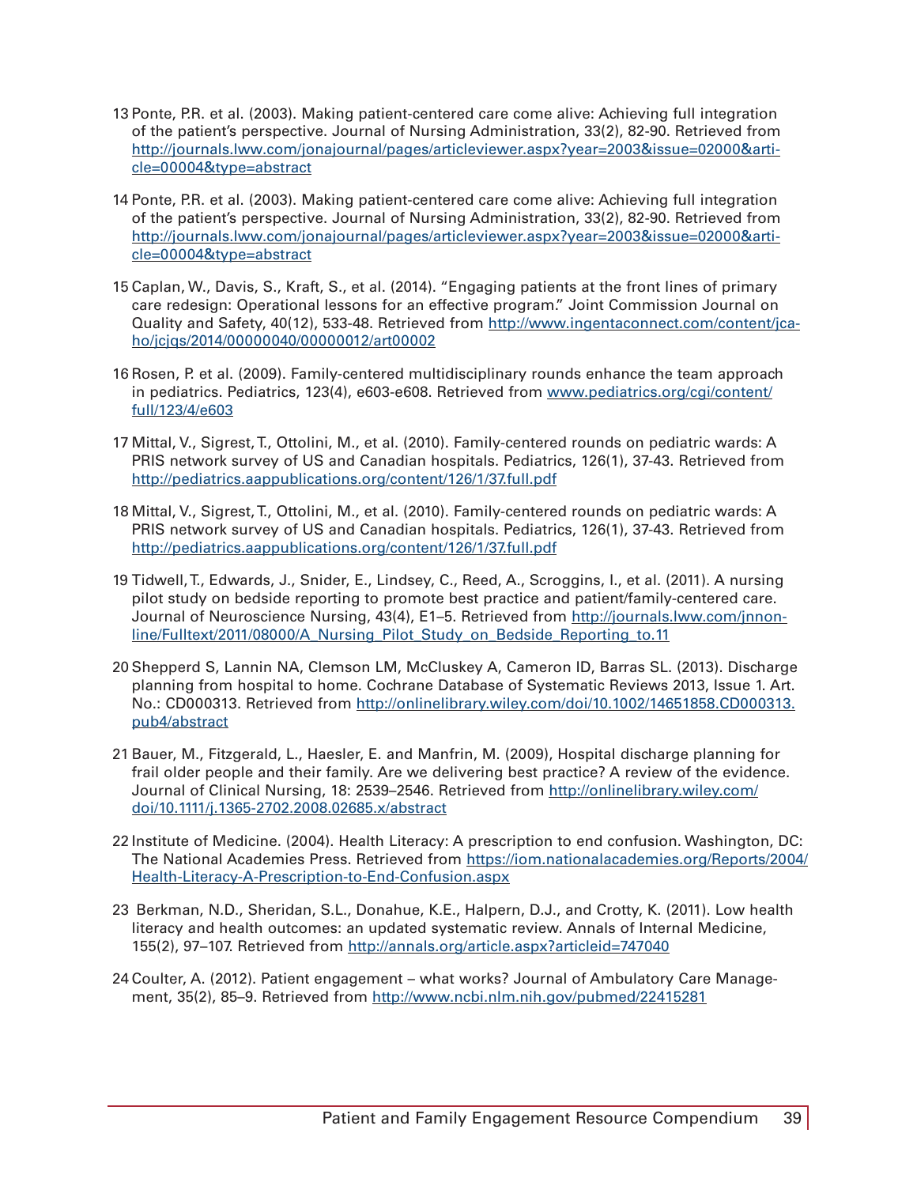13 Ponte, P.R. et al. (2003). Making patient-centered care come alive: Achieving full integration of the patient's perspective. Journal of Nursing Administration, 33(2), 82-90. Retrieved from http://journals.lww.com/jonajournal/pages/articleviewer.aspx?year=2003&issue=02000&article=00004&type=abstract

14 Ponte, P.R. et al. (2003). Making patient-centered care come alive: Achieving full integration of the patient's perspective. Journal of Nursing Administration, 33(2), 82-90. Retrieved from http://journals.lww.com/jonajournal/pages/articleviewer.aspx?year=2003&issue=02000&article=00004&type=abstract

15 Caplan, W., Davis, S., Kraft, S., et al. (2014). "Engaging patients at the front lines of primary care redesign: Operational lessons for an effective program." Joint Commission Journal on Quality and Safety, 40(12), 533-48. Retrieved from http://www.ingentaconnect.com/content/jcaho/jcjqs/2014/00000040/00000012/art00002

16 Rosen, P. et al. (2009). Family-centered multidisciplinary rounds enhance the team approach in pediatrics. Pediatrics, 123(4), e603-e608. Retrieved from www.pediatrics.org/cgi/content/full/123/4/e603

17 Mittal, V., Sigrest, T., Ottolini, M., et al. (2010). Family-centered rounds on pediatric wards: A PRIS network survey of US and Canadian hospitals. Pediatrics, 126(1), 37-43. Retrieved from http://pediatrics.aappublications.org/content/126/1/37.full.pdf

18 Mittal, V., Sigrest, T., Ottolini, M., et al. (2010). Family-centered rounds on pediatric wards: A PRIS network survey of US and Canadian hospitals. Pediatrics, 126(1), 37-43. Retrieved from http://pediatrics.aappublications.org/content/126/1/37.full.pdf

19 Tidwell, T., Edwards, J., Snider, E., Lindsey, C., Reed, A., Scroggins, I., et al. (2011). A nursing pilot study on bedside reporting to promote best practice and patient/family-centered care. Journal of Neuroscience Nursing, 43(4), E1–5. Retrieved from http://journals.lww.com/jnnonline/Fulltext/2011/08000/A_Nursing_Pilot_Study_on_Bedside_Reporting_to.11

20 Shepperd S, Lannin NA, Clemson LM, McCluskey A, Cameron ID, Barras SL. (2013). Discharge planning from hospital to home. Cochrane Database of Systematic Reviews 2013, Issue 1. Art. No.: CD000313. Retrieved from http://onlinelibrary.wiley.com/doi/10.1002/14651858.CD000313.pub4/abstract

21 Bauer, M., Fitzgerald, L., Haesler, E. and Manfrin, M. (2009), Hospital discharge planning for frail older people and their family. Are we delivering best practice? A review of the evidence. Journal of Clinical Nursing, 18: 2539–2546. Retrieved from http://onlinelibrary.wiley.com/doi/10.1111/j.1365-2702.2008.02685.x/abstract

22 Institute of Medicine. (2004). Health Literacy: A prescription to end confusion. Washington, DC: The National Academies Press. Retrieved from https://iom.nationalacademies.org/Reports/2004/Health-Literacy-A-Prescription-to-End-Confusion.aspx

23 Berkman, N.D., Sheridan, S.L., Donahue, K.E., Halpern, D.J., and Crotty, K. (2011). Low health literacy and health outcomes: an updated systematic review. Annals of Internal Medicine, 155(2), 97–107. Retrieved from http://annals.org/article.aspx?articleid=747040

24 Coulter, A. (2012). Patient engagement – what works? Journal of Ambulatory Care Management, 35(2), 85–9. Retrieved from http://www.ncbi.nlm.nih.gov/pubmed/22415281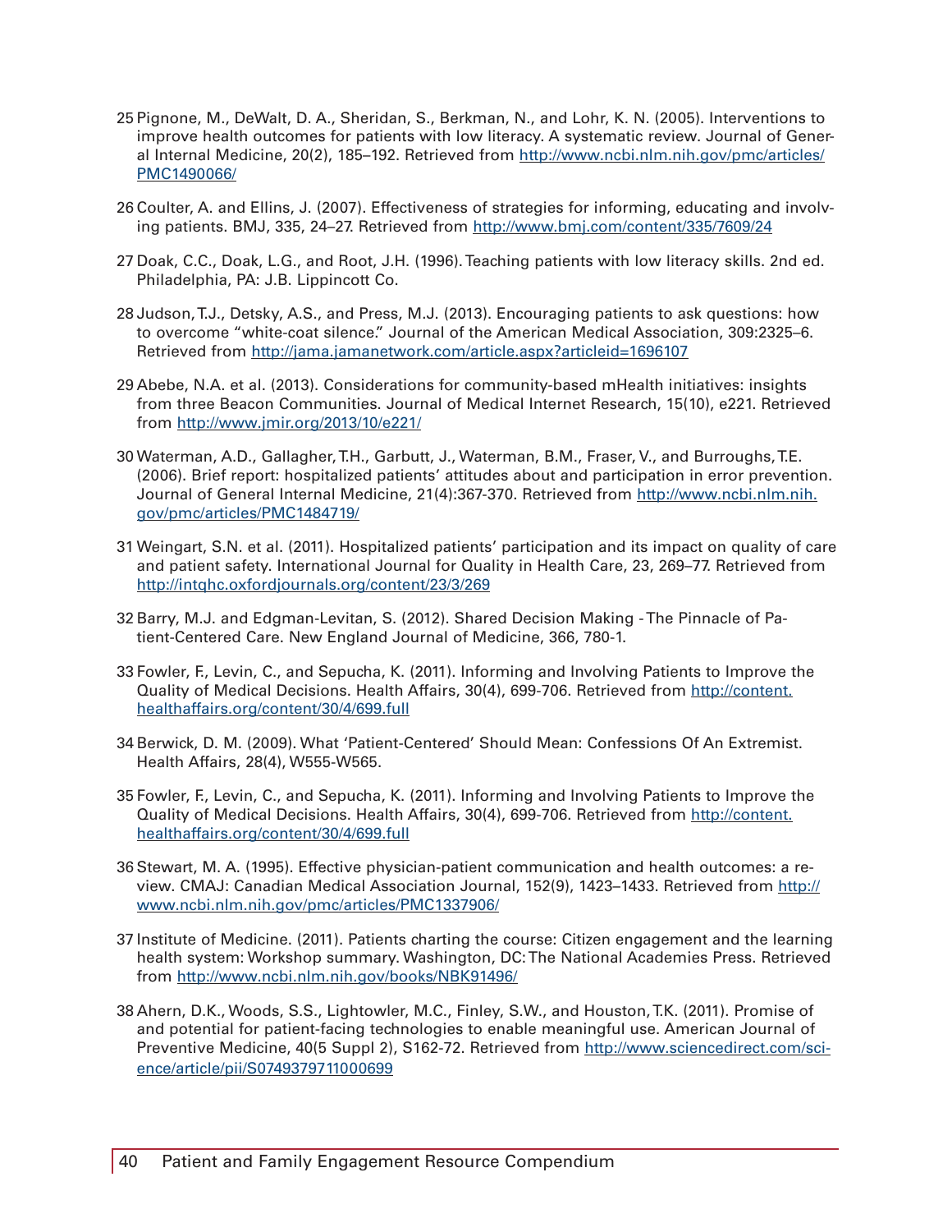25 Pignone, M., DeWalt, D. A., Sheridan, S., Berkman, N., and Lohr, K. N. (2005). Interventions to improve health outcomes for patients with low literacy. A systematic review. Journal of General Internal Medicine, 20(2), 185–192. Retrieved from http://www.ncbi.nlm.nih.gov/pmc/articles/PMC1490066/

26 Coulter, A. and Ellins, J. (2007). Effectiveness of strategies for informing, educating and involving patients. BMJ, 335, 24–27. Retrieved from http://www.bmj.com/content/335/7609/24

27 Doak, C.C., Doak, L.G., and Root, J.H. (1996). Teaching patients with low literacy skills. 2nd ed. Philadelphia, PA: J.B. Lippincott Co.

28 Judson, T.J., Detsky, A.S., and Press, M.J. (2013). Encouraging patients to ask questions: how to overcome "white-coat silence." Journal of the American Medical Association, 309:2325–6. Retrieved from http://jama.jamanetwork.com/article.aspx?articleid=1696107

29 Abebe, N.A. et al. (2013). Considerations for community-based mHealth initiatives: insights from three Beacon Communities. Journal of Medical Internet Research, 15(10), e221. Retrieved from http://www.jmir.org/2013/10/e221/

30 Waterman, A.D., Gallagher, T.H., Garbutt, J., Waterman, B.M., Fraser, V., and Burroughs, T.E. (2006). Brief report: hospitalized patients' attitudes about and participation in error prevention. Journal of General Internal Medicine, 21(4):367-370. Retrieved from http://www.ncbi.nlm.nih.gov/pmc/articles/PMC1484719/

31 Weingart, S.N. et al. (2011). Hospitalized patients' participation and its impact on quality of care and patient safety. International Journal for Quality in Health Care, 23, 269–77. Retrieved from http://intqhc.oxfordjournals.org/content/23/3/269

32 Barry, M.J. and Edgman-Levitan, S. (2012). Shared Decision Making - The Pinnacle of Patient-Centered Care. New England Journal of Medicine, 366, 780-1.

33 Fowler, F., Levin, C., and Sepucha, K. (2011). Informing and Involving Patients to Improve the Quality of Medical Decisions. Health Affairs, 30(4), 699-706. Retrieved from http://content.healthaffairs.org/content/30/4/699.full

34 Berwick, D. M. (2009). What 'Patient-Centered' Should Mean: Confessions Of An Extremist. Health Affairs, 28(4), W555-W565.

35 Fowler, F., Levin, C., and Sepucha, K. (2011). Informing and Involving Patients to Improve the Quality of Medical Decisions. Health Affairs, 30(4), 699-706. Retrieved from http://content.healthaffairs.org/content/30/4/699.full

36 Stewart, M. A. (1995). Effective physician-patient communication and health outcomes: a review. CMAJ: Canadian Medical Association Journal, 152(9), 1423–1433. Retrieved from http://www.ncbi.nlm.nih.gov/pmc/articles/PMC1337906/

37 Institute of Medicine. (2011). Patients charting the course: Citizen engagement and the learning health system: Workshop summary. Washington, DC: The National Academies Press. Retrieved from http://www.ncbi.nlm.nih.gov/books/NBK91496/

38 Ahern, D.K., Woods, S.S., Lightowler, M.C., Finley, S.W., and Houston, T.K. (2011). Promise of and potential for patient-facing technologies to enable meaningful use. American Journal of Preventive Medicine, 40(5 Suppl 2), S162-72. Retrieved from http://www.sciencedirect.com/science/article/pii/S0749379711000699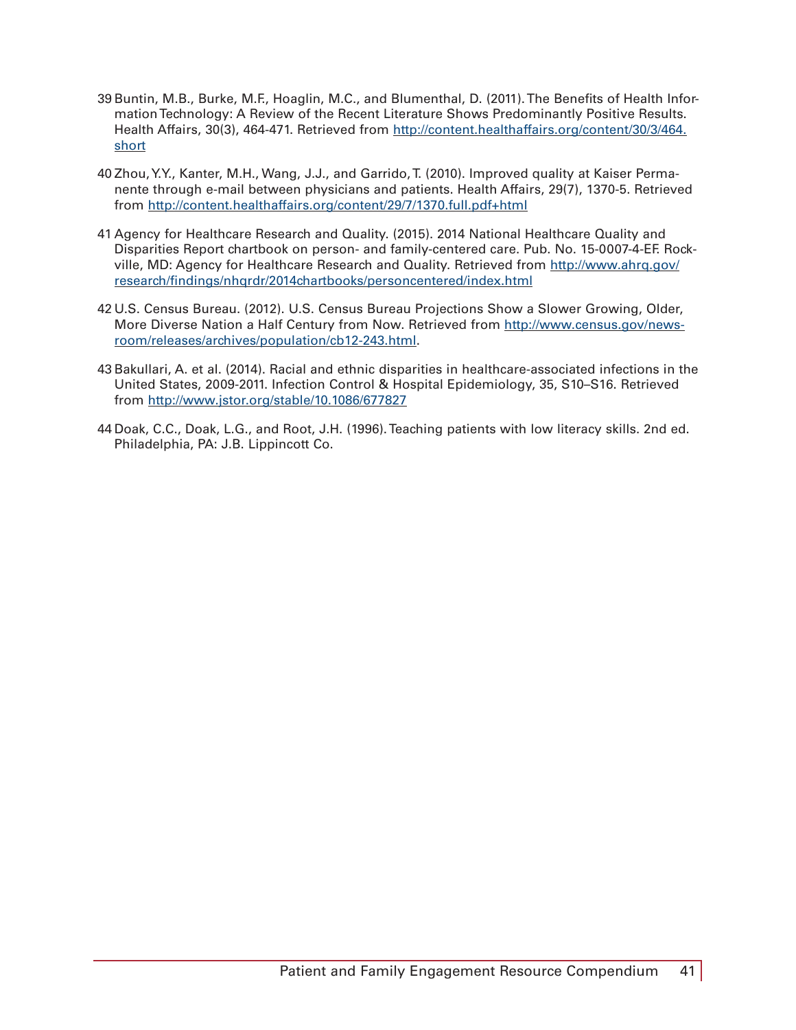39 Buntin, M.B., Burke, M.F., Hoaglin, M.C., and Blumenthal, D. (2011). The Benefits of Health Information Technology: A Review of the Recent Literature Shows Predominantly Positive Results. Health Affairs, 30(3), 464-471. Retrieved from http://content.healthaffairs.org/content/30/3/464.short

40 Zhou, Y.Y., Kanter, M.H., Wang, J.J., and Garrido, T. (2010). Improved quality at Kaiser Permanente through e-mail between physicians and patients. Health Affairs, 29(7), 1370-5. Retrieved from http://content.healthaffairs.org/content/29/7/1370.full.pdf+html

41 Agency for Healthcare Research and Quality. (2015). 2014 National Healthcare Quality and Disparities Report chartbook on person- and family-centered care. Pub. No. 15-0007-4-EF. Rockville, MD: Agency for Healthcare Research and Quality. Retrieved from http://www.ahrq.gov/research/findings/nhqrdr/2014chartbooks/personcentered/index.html

42 U.S. Census Bureau. (2012). U.S. Census Bureau Projections Show a Slower Growing, Older, More Diverse Nation a Half Century from Now. Retrieved from http://www.census.gov/newsroom/releases/archives/population/cb12-243.html.

43 Bakullari, A. et al. (2014). Racial and ethnic disparities in healthcare-associated infections in the United States, 2009-2011. Infection Control & Hospital Epidemiology, 35, S10–S16. Retrieved from http://www.jstor.org/stable/10.1086/677827

44 Doak, C.C., Doak, L.G., and Root, J.H. (1996). Teaching patients with low literacy skills. 2nd ed. Philadelphia, PA: J.B. Lippincott Co.